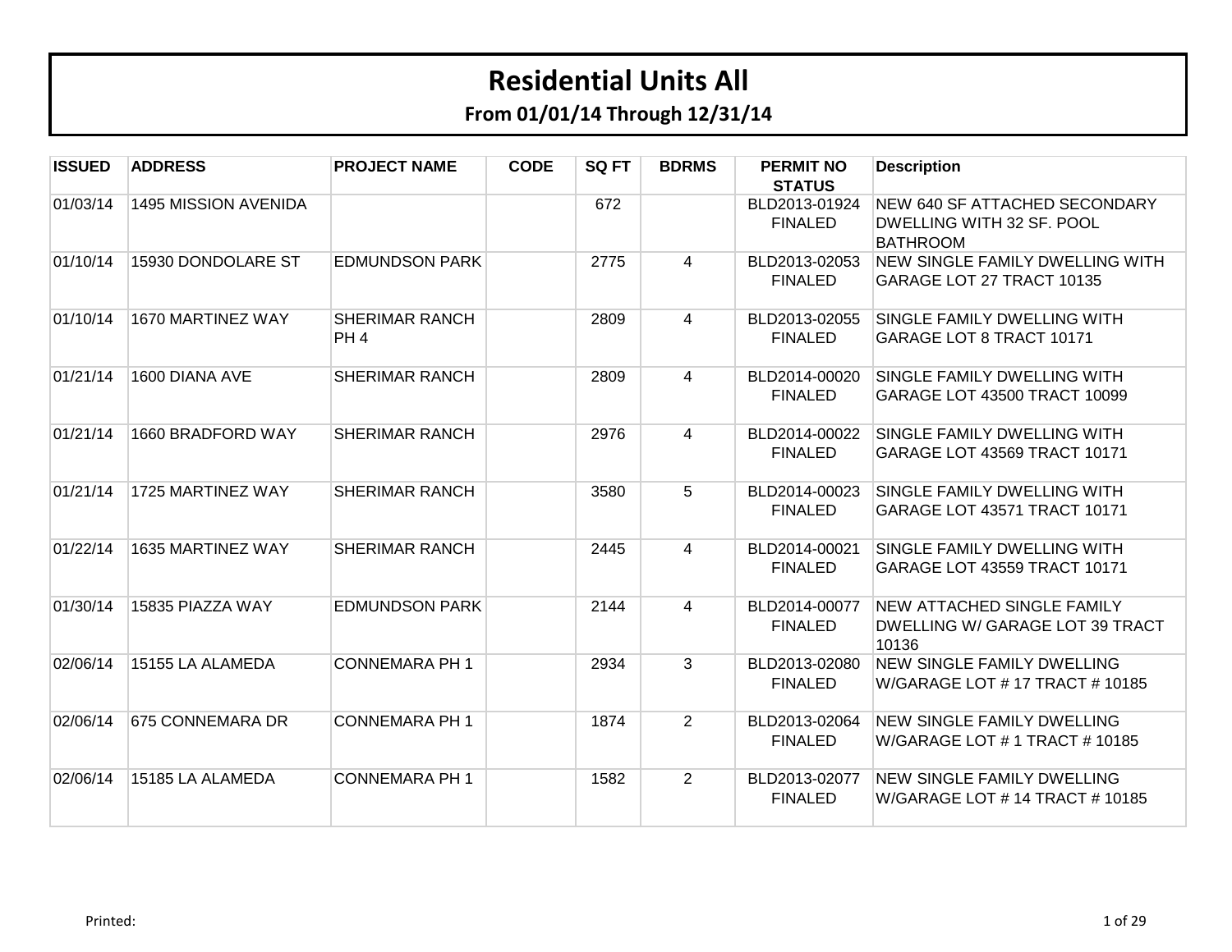# Residential Units All

## From 01/01/14 Through 12/31/14

| ISSUED | ADDRESS | PROJECT NAME | CODE | SQ FT | BDRMS | PERMIT NO STATUS | Description |
|---|---|---|---|---|---|---|---|
| 01/03/14 | 1495 MISSION AVENIDA | | | 672 | | BLD2013-01924 FINALED | NEW 640 SF ATTACHED SECONDARY DWELLING WITH 32 SF. POOL BATHROOM |
| 01/10/14 | 15930 DONDOLARE ST | EDMUNDSON PARK | | 2775 | 4 | BLD2013-02053 FINALED | NEW SINGLE FAMILY DWELLING WITH GARAGE LOT 27 TRACT 10135 |
| 01/10/14 | 1670 MARTINEZ WAY | SHERIMAR RANCH PH 4 | | 2809 | 4 | BLD2013-02055 FINALED | SINGLE FAMILY DWELLING WITH GARAGE LOT 8 TRACT 10171 |
| 01/21/14 | 1600 DIANA AVE | SHERIMAR RANCH | | 2809 | 4 | BLD2014-00020 FINALED | SINGLE FAMILY DWELLING WITH GARAGE LOT 43500 TRACT 10099 |
| 01/21/14 | 1660 BRADFORD WAY | SHERIMAR RANCH | | 2976 | 4 | BLD2014-00022 FINALED | SINGLE FAMILY DWELLING WITH GARAGE LOT 43569 TRACT 10171 |
| 01/21/14 | 1725 MARTINEZ WAY | SHERIMAR RANCH | | 3580 | 5 | BLD2014-00023 FINALED | SINGLE FAMILY DWELLING WITH GARAGE LOT 43571 TRACT 10171 |
| 01/22/14 | 1635 MARTINEZ WAY | SHERIMAR RANCH | | 2445 | 4 | BLD2014-00021 FINALED | SINGLE FAMILY DWELLING WITH GARAGE LOT 43559 TRACT 10171 |
| 01/30/14 | 15835 PIAZZA WAY | EDMUNDSON PARK | | 2144 | 4 | BLD2014-00077 FINALED | NEW ATTACHED SINGLE FAMILY DWELLING W/ GARAGE LOT 39 TRACT 10136 |
| 02/06/14 | 15155 LA ALAMEDA | CONNEMARA PH 1 | | 2934 | 3 | BLD2013-02080 FINALED | NEW SINGLE FAMILY DWELLING W/GARAGE LOT # 17 TRACT # 10185 |
| 02/06/14 | 675 CONNEMARA DR | CONNEMARA PH 1 | | 1874 | 2 | BLD2013-02064 FINALED | NEW SINGLE FAMILY DWELLING W/GARAGE LOT # 1 TRACT # 10185 |
| 02/06/14 | 15185 LA ALAMEDA | CONNEMARA PH 1 | | 1582 | 2 | BLD2013-02077 FINALED | NEW SINGLE FAMILY DWELLING W/GARAGE LOT # 14 TRACT # 10185 |

Printed: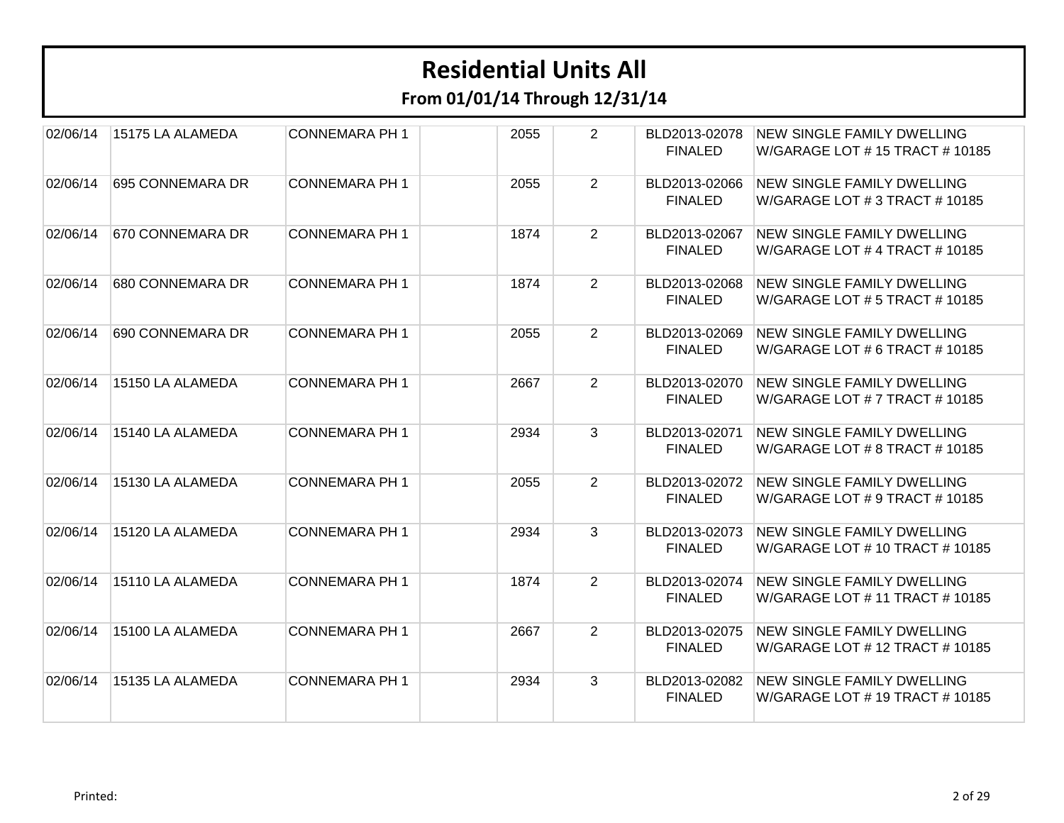# Residential Units All

## From 01/01/14 Through 12/31/14

| | | | | | | | |
|---|---|---|---|---|---|---|---|
| 02/06/14 | 15175 LA ALAMEDA | CONNEMARA PH 1 | | 2055 | 2 | BLD2013-02078 FINALED | NEW SINGLE FAMILY DWELLING W/GARAGE LOT # 15 TRACT # 10185 |
| 02/06/14 | 695 CONNEMARA DR | CONNEMARA PH 1 | | 2055 | 2 | BLD2013-02066 FINALED | NEW SINGLE FAMILY DWELLING W/GARAGE LOT # 3 TRACT # 10185 |
| 02/06/14 | 670 CONNEMARA DR | CONNEMARA PH 1 | | 1874 | 2 | BLD2013-02067 FINALED | NEW SINGLE FAMILY DWELLING W/GARAGE LOT # 4 TRACT # 10185 |
| 02/06/14 | 680 CONNEMARA DR | CONNEMARA PH 1 | | 1874 | 2 | BLD2013-02068 FINALED | NEW SINGLE FAMILY DWELLING W/GARAGE LOT # 5 TRACT # 10185 |
| 02/06/14 | 690 CONNEMARA DR | CONNEMARA PH 1 | | 2055 | 2 | BLD2013-02069 FINALED | NEW SINGLE FAMILY DWELLING W/GARAGE LOT # 6 TRACT # 10185 |
| 02/06/14 | 15150 LA ALAMEDA | CONNEMARA PH 1 | | 2667 | 2 | BLD2013-02070 FINALED | NEW SINGLE FAMILY DWELLING W/GARAGE LOT # 7 TRACT # 10185 |
| 02/06/14 | 15140 LA ALAMEDA | CONNEMARA PH 1 | | 2934 | 3 | BLD2013-02071 FINALED | NEW SINGLE FAMILY DWELLING W/GARAGE LOT # 8 TRACT # 10185 |
| 02/06/14 | 15130 LA ALAMEDA | CONNEMARA PH 1 | | 2055 | 2 | BLD2013-02072 FINALED | NEW SINGLE FAMILY DWELLING W/GARAGE LOT # 9 TRACT # 10185 |
| 02/06/14 | 15120 LA ALAMEDA | CONNEMARA PH 1 | | 2934 | 3 | BLD2013-02073 FINALED | NEW SINGLE FAMILY DWELLING W/GARAGE LOT # 10 TRACT # 10185 |
| 02/06/14 | 15110 LA ALAMEDA | CONNEMARA PH 1 | | 1874 | 2 | BLD2013-02074 FINALED | NEW SINGLE FAMILY DWELLING W/GARAGE LOT # 11 TRACT # 10185 |
| 02/06/14 | 15100 LA ALAMEDA | CONNEMARA PH 1 | | 2667 | 2 | BLD2013-02075 FINALED | NEW SINGLE FAMILY DWELLING W/GARAGE LOT # 12 TRACT # 10185 |
| 02/06/14 | 15135 LA ALAMEDA | CONNEMARA PH 1 | | 2934 | 3 | BLD2013-02082 FINALED | NEW SINGLE FAMILY DWELLING W/GARAGE LOT # 19 TRACT # 10185 |

Printed: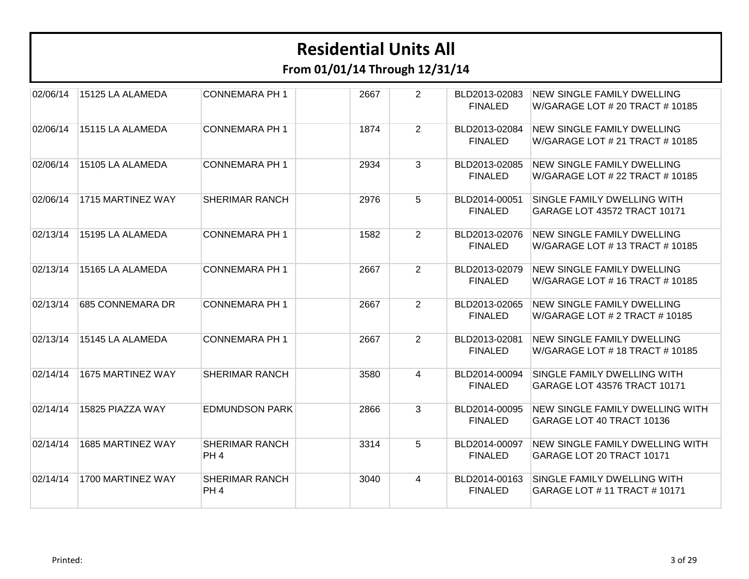# Residential Units All

## From 01/01/14 Through 12/31/14

| | | | | | | | |
|---|---|---|---|---|---|---|---|
| 02/06/14 | 15125 LA ALAMEDA | CONNEMARA PH 1 | | 2667 | 2 | BLD2013-02083 FINALED | NEW SINGLE FAMILY DWELLING W/GARAGE LOT # 20 TRACT # 10185 |
| 02/06/14 | 15115 LA ALAMEDA | CONNEMARA PH 1 | | 1874 | 2 | BLD2013-02084 FINALED | NEW SINGLE FAMILY DWELLING W/GARAGE LOT # 21 TRACT # 10185 |
| 02/06/14 | 15105 LA ALAMEDA | CONNEMARA PH 1 | | 2934 | 3 | BLD2013-02085 FINALED | NEW SINGLE FAMILY DWELLING W/GARAGE LOT # 22 TRACT # 10185 |
| 02/06/14 | 1715 MARTINEZ WAY | SHERIMAR RANCH | | 2976 | 5 | BLD2014-00051 FINALED | SINGLE FAMILY DWELLING WITH GARAGE LOT 43572 TRACT 10171 |
| 02/13/14 | 15195 LA ALAMEDA | CONNEMARA PH 1 | | 1582 | 2 | BLD2013-02076 FINALED | NEW SINGLE FAMILY DWELLING W/GARAGE LOT # 13 TRACT # 10185 |
| 02/13/14 | 15165 LA ALAMEDA | CONNEMARA PH 1 | | 2667 | 2 | BLD2013-02079 FINALED | NEW SINGLE FAMILY DWELLING W/GARAGE LOT # 16 TRACT # 10185 |
| 02/13/14 | 685 CONNEMARA DR | CONNEMARA PH 1 | | 2667 | 2 | BLD2013-02065 FINALED | NEW SINGLE FAMILY DWELLING W/GARAGE LOT # 2 TRACT # 10185 |
| 02/13/14 | 15145 LA ALAMEDA | CONNEMARA PH 1 | | 2667 | 2 | BLD2013-02081 FINALED | NEW SINGLE FAMILY DWELLING W/GARAGE LOT # 18 TRACT # 10185 |
| 02/14/14 | 1675 MARTINEZ WAY | SHERIMAR RANCH | | 3580 | 4 | BLD2014-00094 FINALED | SINGLE FAMILY DWELLING WITH GARAGE LOT 43576 TRACT 10171 |
| 02/14/14 | 15825 PIAZZA WAY | EDMUNDSON PARK | | 2866 | 3 | BLD2014-00095 FINALED | NEW SINGLE FAMILY DWELLING WITH GARAGE LOT 40 TRACT 10136 |
| 02/14/14 | 1685 MARTINEZ WAY | SHERIMAR RANCH PH 4 | | 3314 | 5 | BLD2014-00097 FINALED | NEW SINGLE FAMILY DWELLING WITH GARAGE LOT 20 TRACT 10171 |
| 02/14/14 | 1700 MARTINEZ WAY | SHERIMAR RANCH PH 4 | | 3040 | 4 | BLD2014-00163 FINALED | SINGLE FAMILY DWELLING WITH GARAGE LOT # 11 TRACT # 10171 |

Printed: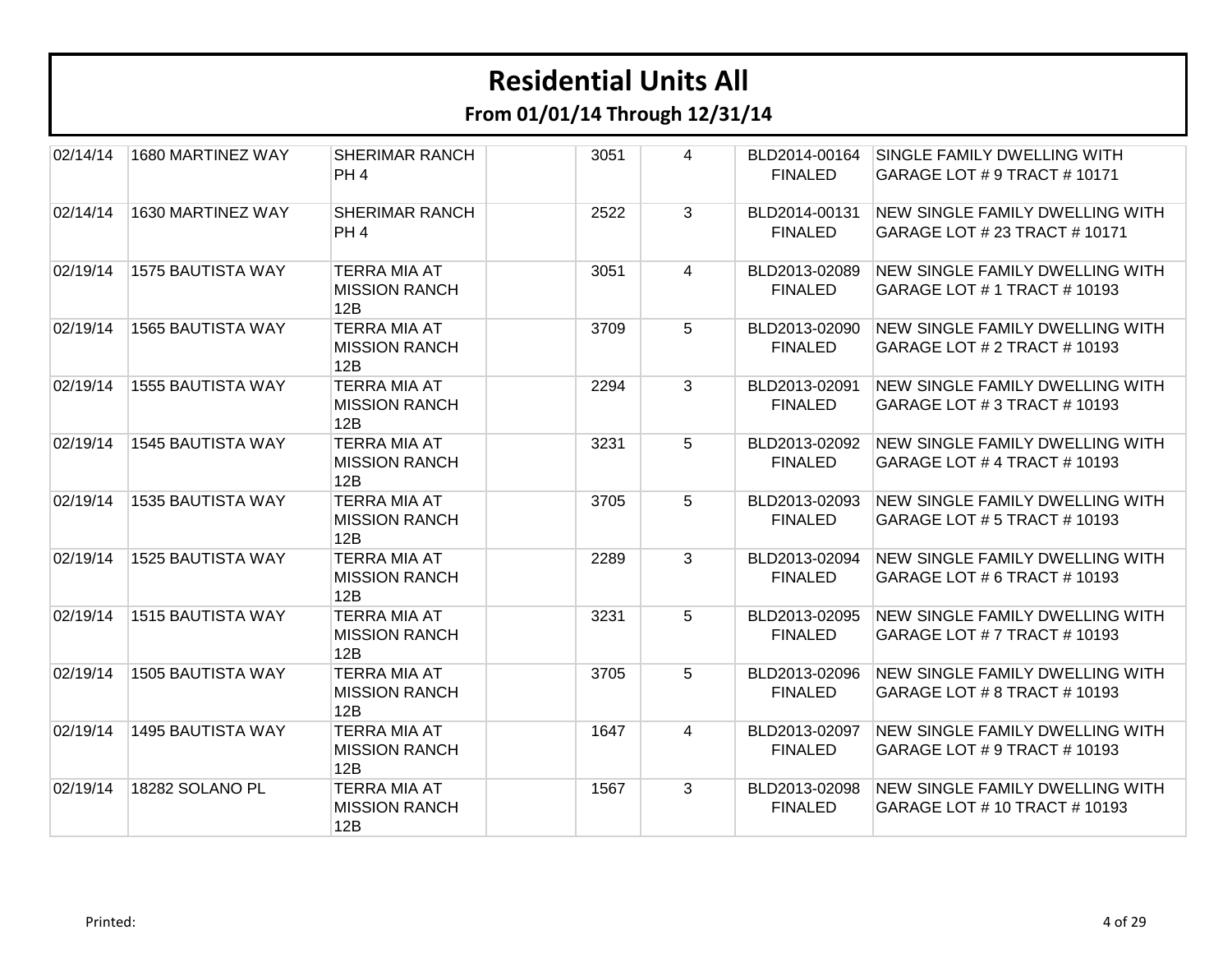# Residential Units All

## From 01/01/14 Through 12/31/14

| | | | | | | | |
|---|---|---|---|---|---|---|---|
| 02/14/14 | 1680 MARTINEZ WAY | SHERIMAR RANCH PH 4 | | 3051 | 4 | BLD2014-00164 FINALED | SINGLE FAMILY DWELLING WITH GARAGE LOT # 9 TRACT # 10171 |
| 02/14/14 | 1630 MARTINEZ WAY | SHERIMAR RANCH PH 4 | | 2522 | 3 | BLD2014-00131 FINALED | NEW SINGLE FAMILY DWELLING WITH GARAGE LOT # 23 TRACT # 10171 |
| 02/19/14 | 1575 BAUTISTA WAY | TERRA MIA AT MISSION RANCH 12B | | 3051 | 4 | BLD2013-02089 FINALED | NEW SINGLE FAMILY DWELLING WITH GARAGE LOT # 1 TRACT # 10193 |
| 02/19/14 | 1565 BAUTISTA WAY | TERRA MIA AT MISSION RANCH 12B | | 3709 | 5 | BLD2013-02090 FINALED | NEW SINGLE FAMILY DWELLING WITH GARAGE LOT # 2 TRACT # 10193 |
| 02/19/14 | 1555 BAUTISTA WAY | TERRA MIA AT MISSION RANCH 12B | | 2294 | 3 | BLD2013-02091 FINALED | NEW SINGLE FAMILY DWELLING WITH GARAGE LOT # 3 TRACT # 10193 |
| 02/19/14 | 1545 BAUTISTA WAY | TERRA MIA AT MISSION RANCH 12B | | 3231 | 5 | BLD2013-02092 FINALED | NEW SINGLE FAMILY DWELLING WITH GARAGE LOT # 4 TRACT # 10193 |
| 02/19/14 | 1535 BAUTISTA WAY | TERRA MIA AT MISSION RANCH 12B | | 3705 | 5 | BLD2013-02093 FINALED | NEW SINGLE FAMILY DWELLING WITH GARAGE LOT # 5 TRACT # 10193 |
| 02/19/14 | 1525 BAUTISTA WAY | TERRA MIA AT MISSION RANCH 12B | | 2289 | 3 | BLD2013-02094 FINALED | NEW SINGLE FAMILY DWELLING WITH GARAGE LOT # 6 TRACT # 10193 |
| 02/19/14 | 1515 BAUTISTA WAY | TERRA MIA AT MISSION RANCH 12B | | 3231 | 5 | BLD2013-02095 FINALED | NEW SINGLE FAMILY DWELLING WITH GARAGE LOT # 7 TRACT # 10193 |
| 02/19/14 | 1505 BAUTISTA WAY | TERRA MIA AT MISSION RANCH 12B | | 3705 | 5 | BLD2013-02096 FINALED | NEW SINGLE FAMILY DWELLING WITH GARAGE LOT # 8 TRACT # 10193 |
| 02/19/14 | 1495 BAUTISTA WAY | TERRA MIA AT MISSION RANCH 12B | | 1647 | 4 | BLD2013-02097 FINALED | NEW SINGLE FAMILY DWELLING WITH GARAGE LOT # 9 TRACT # 10193 |
| 02/19/14 | 18282 SOLANO PL | TERRA MIA AT MISSION RANCH 12B | | 1567 | 3 | BLD2013-02098 FINALED | NEW SINGLE FAMILY DWELLING WITH GARAGE LOT # 10 TRACT # 10193 |

Printed: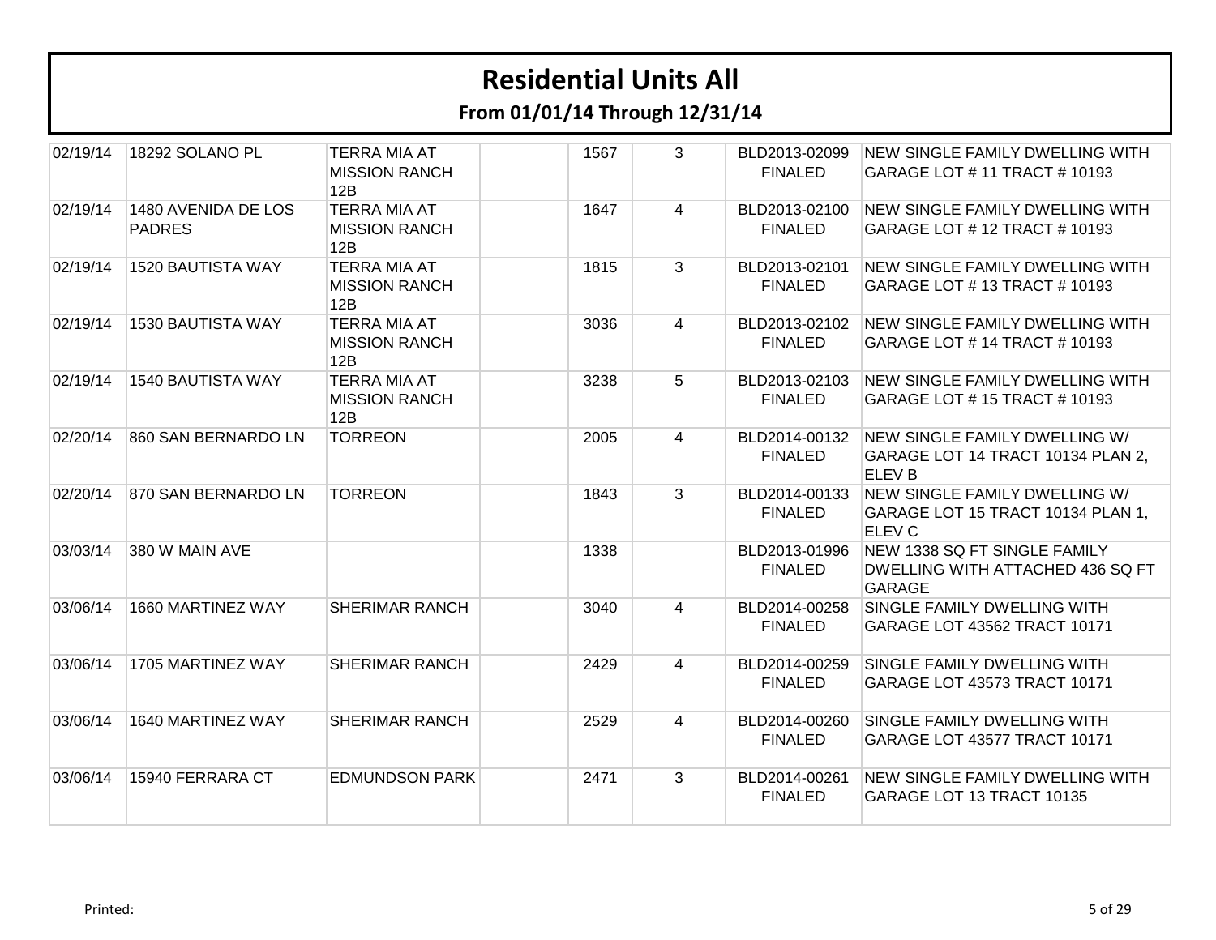# Residential Units All

## From 01/01/14 Through 12/31/14

| | | | | | | | |
|---|---|---|---|---|---|---|---|
| 02/19/14 | 18292 SOLANO PL | TERRA MIA AT MISSION RANCH 12B | | 1567 | 3 | BLD2013-02099 FINALED | NEW SINGLE FAMILY DWELLING WITH GARAGE LOT # 11 TRACT # 10193 |
| 02/19/14 | 1480 AVENIDA DE LOS PADRES | TERRA MIA AT MISSION RANCH 12B | | 1647 | 4 | BLD2013-02100 FINALED | NEW SINGLE FAMILY DWELLING WITH GARAGE LOT # 12 TRACT # 10193 |
| 02/19/14 | 1520 BAUTISTA WAY | TERRA MIA AT MISSION RANCH 12B | | 1815 | 3 | BLD2013-02101 FINALED | NEW SINGLE FAMILY DWELLING WITH GARAGE LOT # 13 TRACT # 10193 |
| 02/19/14 | 1530 BAUTISTA WAY | TERRA MIA AT MISSION RANCH 12B | | 3036 | 4 | BLD2013-02102 FINALED | NEW SINGLE FAMILY DWELLING WITH GARAGE LOT # 14 TRACT # 10193 |
| 02/19/14 | 1540 BAUTISTA WAY | TERRA MIA AT MISSION RANCH 12B | | 3238 | 5 | BLD2013-02103 FINALED | NEW SINGLE FAMILY DWELLING WITH GARAGE LOT # 15 TRACT # 10193 |
| 02/20/14 | 860 SAN BERNARDO LN | TORREON | | 2005 | 4 | BLD2014-00132 FINALED | NEW SINGLE FAMILY DWELLING W/ GARAGE LOT 14 TRACT 10134 PLAN 2, ELEV B |
| 02/20/14 | 870 SAN BERNARDO LN | TORREON | | 1843 | 3 | BLD2014-00133 FINALED | NEW SINGLE FAMILY DWELLING W/ GARAGE LOT 15 TRACT 10134 PLAN 1, ELEV C |
| 03/03/14 | 380 W MAIN AVE | | | 1338 | | BLD2013-01996 FINALED | NEW 1338 SQ FT SINGLE FAMILY DWELLING WITH ATTACHED 436 SQ FT GARAGE |
| 03/06/14 | 1660 MARTINEZ WAY | SHERIMAR RANCH | | 3040 | 4 | BLD2014-00258 FINALED | SINGLE FAMILY DWELLING WITH GARAGE LOT 43562 TRACT 10171 |
| 03/06/14 | 1705 MARTINEZ WAY | SHERIMAR RANCH | | 2429 | 4 | BLD2014-00259 FINALED | SINGLE FAMILY DWELLING WITH GARAGE LOT 43573 TRACT 10171 |
| 03/06/14 | 1640 MARTINEZ WAY | SHERIMAR RANCH | | 2529 | 4 | BLD2014-00260 FINALED | SINGLE FAMILY DWELLING WITH GARAGE LOT 43577 TRACT 10171 |
| 03/06/14 | 15940 FERRARA CT | EDMUNDSON PARK | | 2471 | 3 | BLD2014-00261 FINALED | NEW SINGLE FAMILY DWELLING WITH GARAGE LOT 13 TRACT 10135 |

Printed: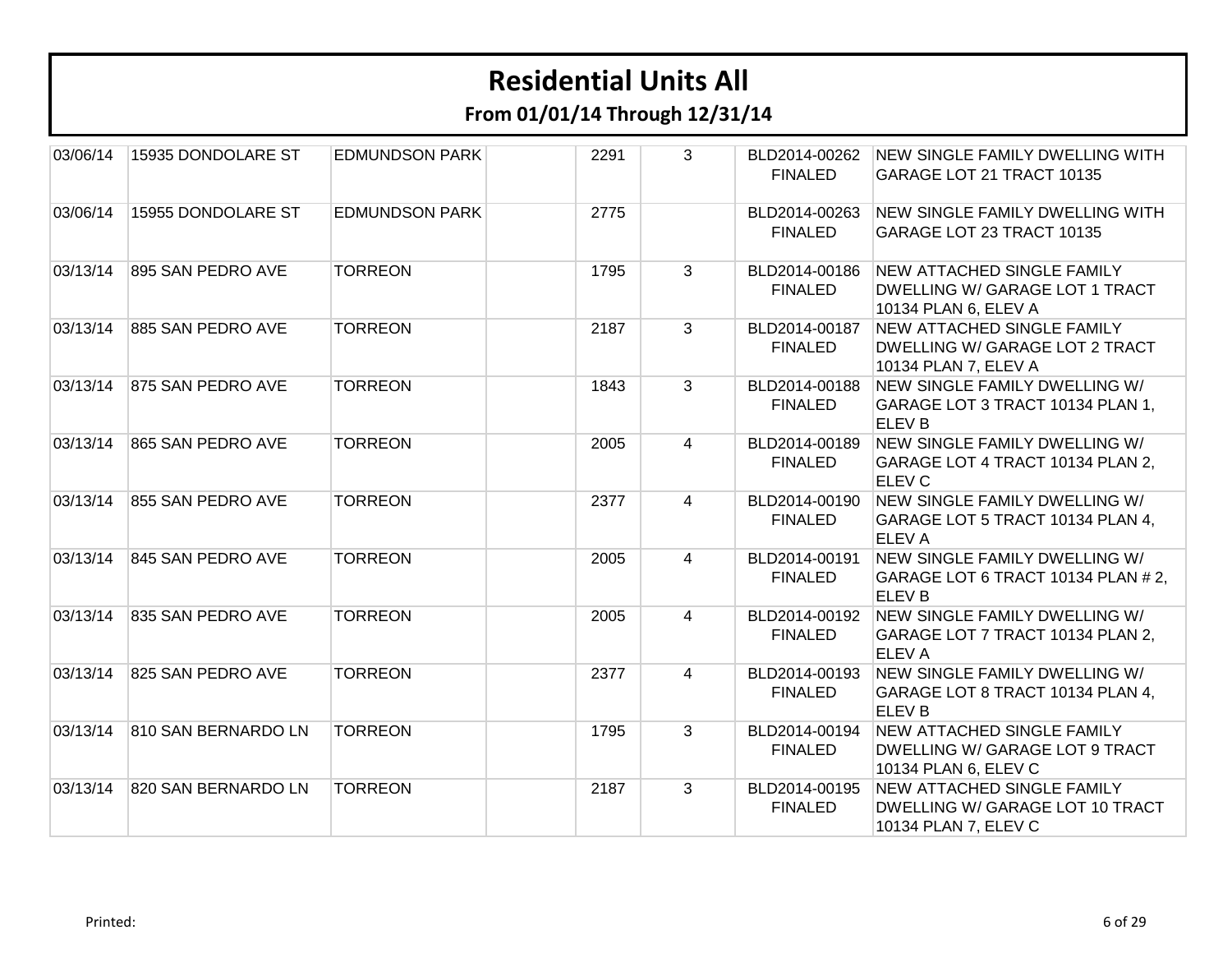# Residential Units All

## From 01/01/14 Through 12/31/14

| | | | | | | | |
|---|---|---|---|---|---|---|---|
| 03/06/14 | 15935 DONDOLARE ST | EDMUNDSON PARK | | 2291 | 3 | BLD2014-00262 FINALED | NEW SINGLE FAMILY DWELLING WITH GARAGE LOT 21 TRACT 10135 |
| 03/06/14 | 15955 DONDOLARE ST | EDMUNDSON PARK | | 2775 | | BLD2014-00263 FINALED | NEW SINGLE FAMILY DWELLING WITH GARAGE LOT 23 TRACT 10135 |
| 03/13/14 | 895 SAN PEDRO AVE | TORREON | | 1795 | 3 | BLD2014-00186 FINALED | NEW ATTACHED SINGLE FAMILY DWELLING W/ GARAGE LOT 1 TRACT 10134 PLAN 6, ELEV A |
| 03/13/14 | 885 SAN PEDRO AVE | TORREON | | 2187 | 3 | BLD2014-00187 FINALED | NEW ATTACHED SINGLE FAMILY DWELLING W/ GARAGE LOT 2 TRACT 10134 PLAN 7, ELEV A |
| 03/13/14 | 875 SAN PEDRO AVE | TORREON | | 1843 | 3 | BLD2014-00188 FINALED | NEW SINGLE FAMILY DWELLING W/ GARAGE LOT 3 TRACT 10134 PLAN 1, ELEV B |
| 03/13/14 | 865 SAN PEDRO AVE | TORREON | | 2005 | 4 | BLD2014-00189 FINALED | NEW SINGLE FAMILY DWELLING W/ GARAGE LOT 4 TRACT 10134 PLAN 2, ELEV C |
| 03/13/14 | 855 SAN PEDRO AVE | TORREON | | 2377 | 4 | BLD2014-00190 FINALED | NEW SINGLE FAMILY DWELLING W/ GARAGE LOT 5 TRACT 10134 PLAN 4, ELEV A |
| 03/13/14 | 845 SAN PEDRO AVE | TORREON | | 2005 | 4 | BLD2014-00191 FINALED | NEW SINGLE FAMILY DWELLING W/ GARAGE LOT 6 TRACT 10134 PLAN # 2, ELEV B |
| 03/13/14 | 835 SAN PEDRO AVE | TORREON | | 2005 | 4 | BLD2014-00192 FINALED | NEW SINGLE FAMILY DWELLING W/ GARAGE LOT 7 TRACT 10134 PLAN 2, ELEV A |
| 03/13/14 | 825 SAN PEDRO AVE | TORREON | | 2377 | 4 | BLD2014-00193 FINALED | NEW SINGLE FAMILY DWELLING W/ GARAGE LOT 8 TRACT 10134 PLAN 4, ELEV B |
| 03/13/14 | 810 SAN BERNARDO LN | TORREON | | 1795 | 3 | BLD2014-00194 FINALED | NEW ATTACHED SINGLE FAMILY DWELLING W/ GARAGE LOT 9 TRACT 10134 PLAN 6, ELEV C |
| 03/13/14 | 820 SAN BERNARDO LN | TORREON | | 2187 | 3 | BLD2014-00195 FINALED | NEW ATTACHED SINGLE FAMILY DWELLING W/ GARAGE LOT 10 TRACT 10134 PLAN 7, ELEV C |

Printed: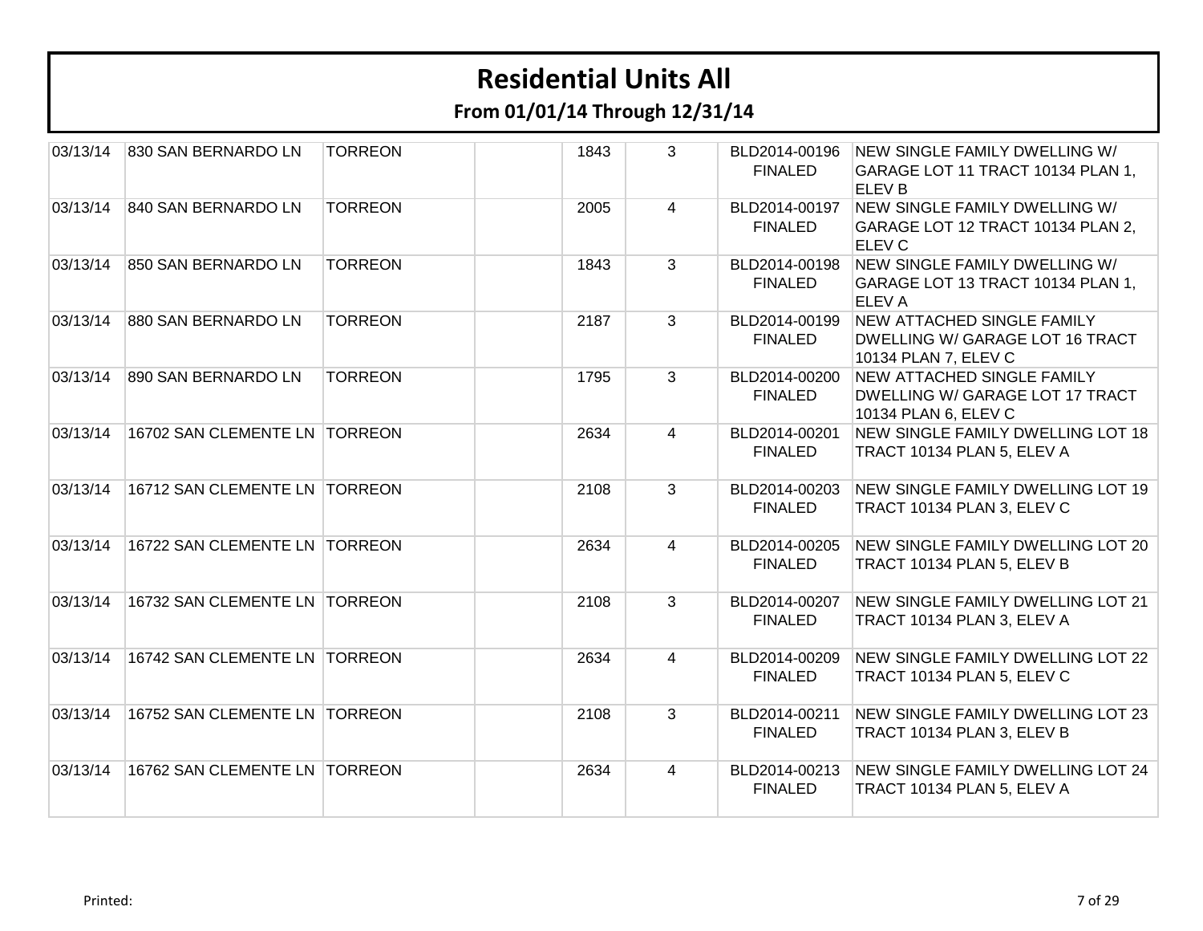# Residential Units All

**From 01/01/14 Through 12/31/14**

| | | | | | | | |
|---|---|---|---|---|---|---|---|
| 03/13/14 | 830 SAN BERNARDO LN | TORREON | | 1843 | 3 | BLD2014-00196 FINALED | NEW SINGLE FAMILY DWELLING W/ GARAGE LOT 11 TRACT 10134 PLAN 1, ELEV B |
| 03/13/14 | 840 SAN BERNARDO LN | TORREON | | 2005 | 4 | BLD2014-00197 FINALED | NEW SINGLE FAMILY DWELLING W/ GARAGE LOT 12 TRACT 10134 PLAN 2, ELEV C |
| 03/13/14 | 850 SAN BERNARDO LN | TORREON | | 1843 | 3 | BLD2014-00198 FINALED | NEW SINGLE FAMILY DWELLING W/ GARAGE LOT 13 TRACT 10134 PLAN 1, ELEV A |
| 03/13/14 | 880 SAN BERNARDO LN | TORREON | | 2187 | 3 | BLD2014-00199 FINALED | NEW ATTACHED SINGLE FAMILY DWELLING W/ GARAGE LOT 16 TRACT 10134 PLAN 7, ELEV C |
| 03/13/14 | 890 SAN BERNARDO LN | TORREON | | 1795 | 3 | BLD2014-00200 FINALED | NEW ATTACHED SINGLE FAMILY DWELLING W/ GARAGE LOT 17 TRACT 10134 PLAN 6, ELEV C |
| 03/13/14 | 16702 SAN CLEMENTE LN | TORREON | | 2634 | 4 | BLD2014-00201 FINALED | NEW SINGLE FAMILY DWELLING LOT 18 TRACT 10134 PLAN 5, ELEV A |
| 03/13/14 | 16712 SAN CLEMENTE LN | TORREON | | 2108 | 3 | BLD2014-00203 FINALED | NEW SINGLE FAMILY DWELLING LOT 19 TRACT 10134 PLAN 3, ELEV C |
| 03/13/14 | 16722 SAN CLEMENTE LN | TORREON | | 2634 | 4 | BLD2014-00205 FINALED | NEW SINGLE FAMILY DWELLING LOT 20 TRACT 10134 PLAN 5, ELEV B |
| 03/13/14 | 16732 SAN CLEMENTE LN | TORREON | | 2108 | 3 | BLD2014-00207 FINALED | NEW SINGLE FAMILY DWELLING LOT 21 TRACT 10134 PLAN 3, ELEV A |
| 03/13/14 | 16742 SAN CLEMENTE LN | TORREON | | 2634 | 4 | BLD2014-00209 FINALED | NEW SINGLE FAMILY DWELLING LOT 22 TRACT 10134 PLAN 5, ELEV C |
| 03/13/14 | 16752 SAN CLEMENTE LN | TORREON | | 2108 | 3 | BLD2014-00211 FINALED | NEW SINGLE FAMILY DWELLING LOT 23 TRACT 10134 PLAN 3, ELEV B |
| 03/13/14 | 16762 SAN CLEMENTE LN | TORREON | | 2634 | 4 | BLD2014-00213 FINALED | NEW SINGLE FAMILY DWELLING LOT 24 TRACT 10134 PLAN 5, ELEV A |

Printed: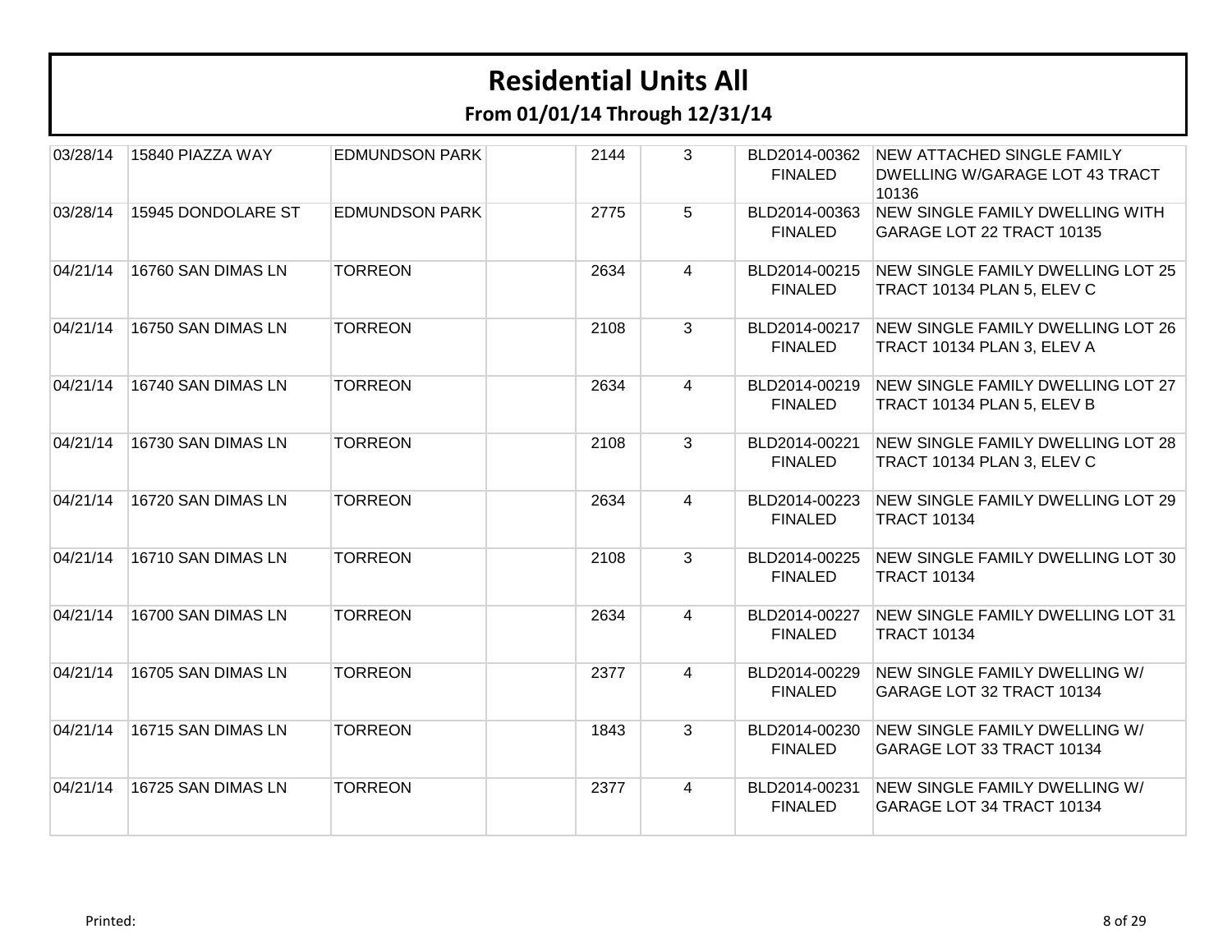# Residential Units All

## From 01/01/14 Through 12/31/14

| | | | | | | | |
|---|---|---|---|---|---|---|---|
| 03/28/14 | 15840 PIAZZA WAY | EDMUNDSON PARK | | 2144 | 3 | BLD2014-00362 FINALED | NEW ATTACHED SINGLE FAMILY DWELLING W/GARAGE LOT 43 TRACT 10136 |
| 03/28/14 | 15945 DONDOLARE ST | EDMUNDSON PARK | | 2775 | 5 | BLD2014-00363 FINALED | NEW SINGLE FAMILY DWELLING WITH GARAGE LOT 22 TRACT 10135 |
| 04/21/14 | 16760 SAN DIMAS LN | TORREON | | 2634 | 4 | BLD2014-00215 FINALED | NEW SINGLE FAMILY DWELLING LOT 25 TRACT 10134 PLAN 5, ELEV C |
| 04/21/14 | 16750 SAN DIMAS LN | TORREON | | 2108 | 3 | BLD2014-00217 FINALED | NEW SINGLE FAMILY DWELLING LOT 26 TRACT 10134 PLAN 3, ELEV A |
| 04/21/14 | 16740 SAN DIMAS LN | TORREON | | 2634 | 4 | BLD2014-00219 FINALED | NEW SINGLE FAMILY DWELLING LOT 27 TRACT 10134 PLAN 5, ELEV B |
| 04/21/14 | 16730 SAN DIMAS LN | TORREON | | 2108 | 3 | BLD2014-00221 FINALED | NEW SINGLE FAMILY DWELLING LOT 28 TRACT 10134 PLAN 3, ELEV C |
| 04/21/14 | 16720 SAN DIMAS LN | TORREON | | 2634 | 4 | BLD2014-00223 FINALED | NEW SINGLE FAMILY DWELLING LOT 29 TRACT 10134 |
| 04/21/14 | 16710 SAN DIMAS LN | TORREON | | 2108 | 3 | BLD2014-00225 FINALED | NEW SINGLE FAMILY DWELLING LOT 30 TRACT 10134 |
| 04/21/14 | 16700 SAN DIMAS LN | TORREON | | 2634 | 4 | BLD2014-00227 FINALED | NEW SINGLE FAMILY DWELLING LOT 31 TRACT 10134 |
| 04/21/14 | 16705 SAN DIMAS LN | TORREON | | 2377 | 4 | BLD2014-00229 FINALED | NEW SINGLE FAMILY DWELLING W/ GARAGE LOT 32 TRACT 10134 |
| 04/21/14 | 16715 SAN DIMAS LN | TORREON | | 1843 | 3 | BLD2014-00230 FINALED | NEW SINGLE FAMILY DWELLING W/ GARAGE LOT 33 TRACT 10134 |
| 04/21/14 | 16725 SAN DIMAS LN | TORREON | | 2377 | 4 | BLD2014-00231 FINALED | NEW SINGLE FAMILY DWELLING W/ GARAGE LOT 34 TRACT 10134 |

Printed: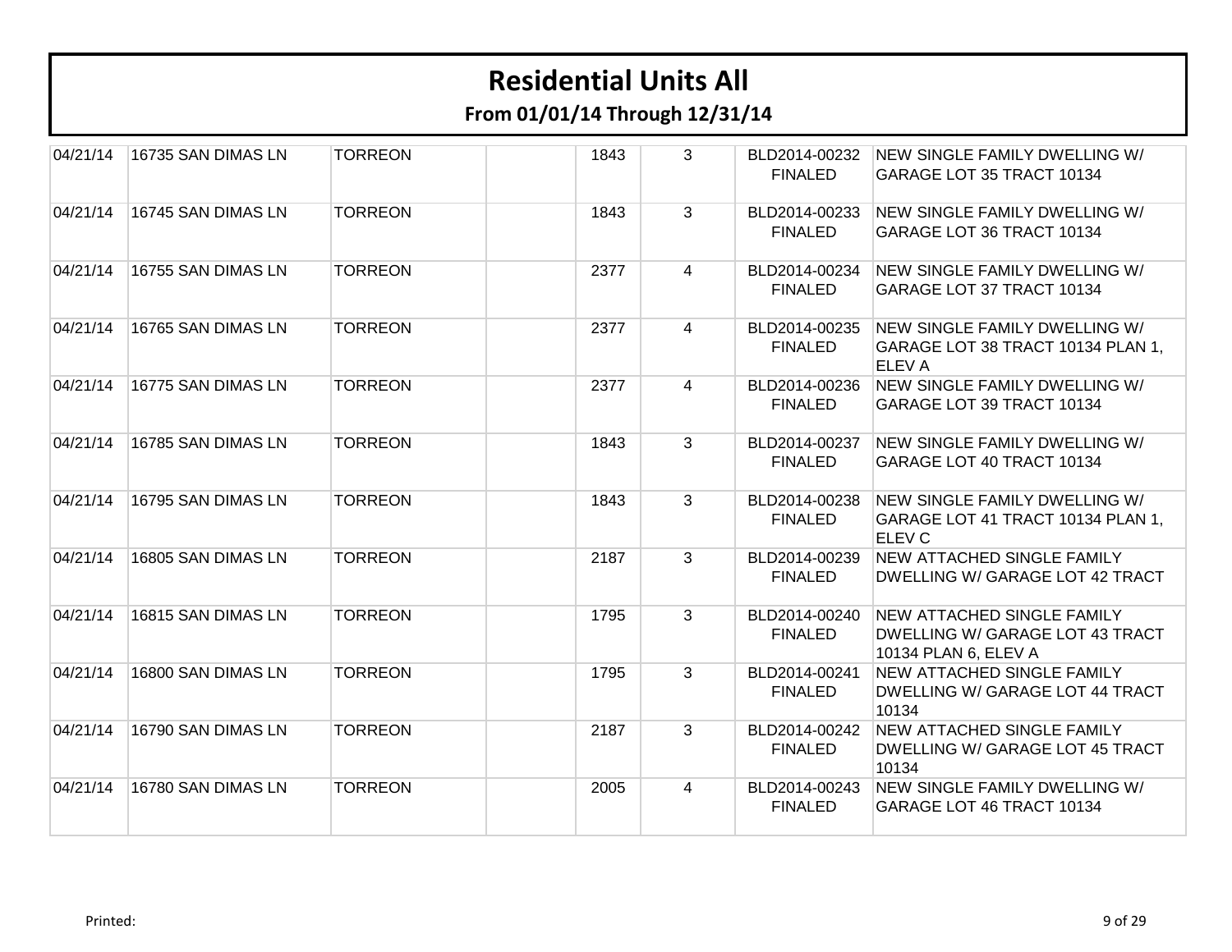# Residential Units All

## From 01/01/14 Through 12/31/14

| | | | | | | | |
|---|---|---|---|---|---|---|---|
| 04/21/14 | 16735 SAN DIMAS LN | TORREON | | 1843 | 3 | BLD2014-00232 FINALED | NEW SINGLE FAMILY DWELLING W/ GARAGE LOT 35 TRACT 10134 |
| 04/21/14 | 16745 SAN DIMAS LN | TORREON | | 1843 | 3 | BLD2014-00233 FINALED | NEW SINGLE FAMILY DWELLING W/ GARAGE LOT 36 TRACT 10134 |
| 04/21/14 | 16755 SAN DIMAS LN | TORREON | | 2377 | 4 | BLD2014-00234 FINALED | NEW SINGLE FAMILY DWELLING W/ GARAGE LOT 37 TRACT 10134 |
| 04/21/14 | 16765 SAN DIMAS LN | TORREON | | 2377 | 4 | BLD2014-00235 FINALED | NEW SINGLE FAMILY DWELLING W/ GARAGE LOT 38 TRACT 10134 PLAN 1, ELEV A |
| 04/21/14 | 16775 SAN DIMAS LN | TORREON | | 2377 | 4 | BLD2014-00236 FINALED | NEW SINGLE FAMILY DWELLING W/ GARAGE LOT 39 TRACT 10134 |
| 04/21/14 | 16785 SAN DIMAS LN | TORREON | | 1843 | 3 | BLD2014-00237 FINALED | NEW SINGLE FAMILY DWELLING W/ GARAGE LOT 40 TRACT 10134 |
| 04/21/14 | 16795 SAN DIMAS LN | TORREON | | 1843 | 3 | BLD2014-00238 FINALED | NEW SINGLE FAMILY DWELLING W/ GARAGE LOT 41 TRACT 10134 PLAN 1, ELEV C |
| 04/21/14 | 16805 SAN DIMAS LN | TORREON | | 2187 | 3 | BLD2014-00239 FINALED | NEW ATTACHED SINGLE FAMILY DWELLING W/ GARAGE LOT 42 TRACT |
| 04/21/14 | 16815 SAN DIMAS LN | TORREON | | 1795 | 3 | BLD2014-00240 FINALED | NEW ATTACHED SINGLE FAMILY DWELLING W/ GARAGE LOT 43 TRACT 10134 PLAN 6, ELEV A |
| 04/21/14 | 16800 SAN DIMAS LN | TORREON | | 1795 | 3 | BLD2014-00241 FINALED | NEW ATTACHED SINGLE FAMILY DWELLING W/ GARAGE LOT 44 TRACT 10134 |
| 04/21/14 | 16790 SAN DIMAS LN | TORREON | | 2187 | 3 | BLD2014-00242 FINALED | NEW ATTACHED SINGLE FAMILY DWELLING W/ GARAGE LOT 45 TRACT 10134 |
| 04/21/14 | 16780 SAN DIMAS LN | TORREON | | 2005 | 4 | BLD2014-00243 FINALED | NEW SINGLE FAMILY DWELLING W/ GARAGE LOT 46 TRACT 10134 |

Printed: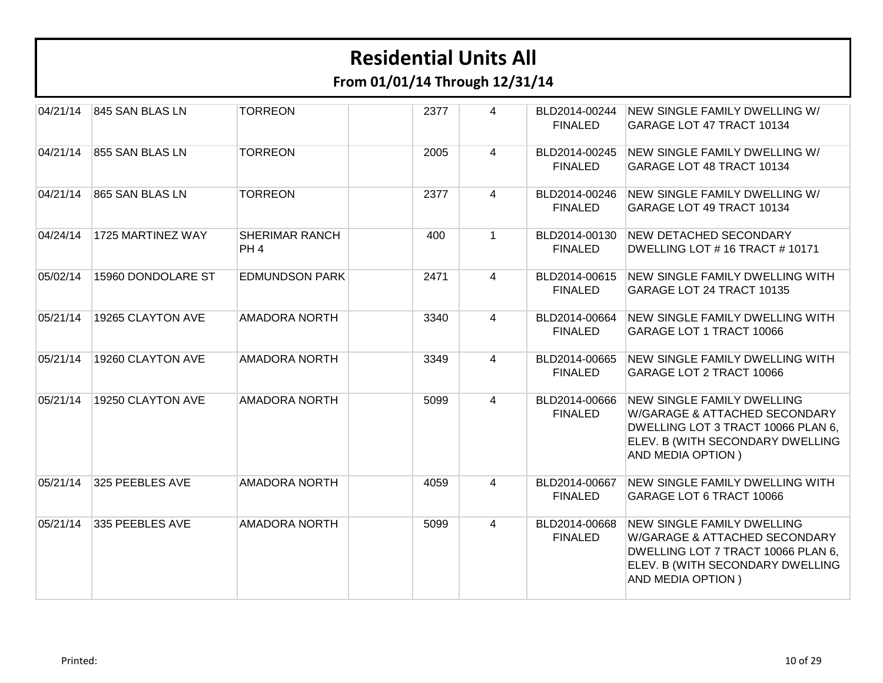# Residential Units All

## From 01/01/14 Through 12/31/14

| | | | | | | | |
|---|---|---|---|---|---|---|---|
| 04/21/14 | 845 SAN BLAS LN | TORREON | | 2377 | 4 | BLD2014-00244 FINALED | NEW SINGLE FAMILY DWELLING W/ GARAGE LOT 47 TRACT 10134 |
| 04/21/14 | 855 SAN BLAS LN | TORREON | | 2005 | 4 | BLD2014-00245 FINALED | NEW SINGLE FAMILY DWELLING W/ GARAGE LOT 48 TRACT 10134 |
| 04/21/14 | 865 SAN BLAS LN | TORREON | | 2377 | 4 | BLD2014-00246 FINALED | NEW SINGLE FAMILY DWELLING W/ GARAGE LOT 49 TRACT 10134 |
| 04/24/14 | 1725 MARTINEZ WAY | SHERIMAR RANCH PH 4 | | 400 | 1 | BLD2014-00130 FINALED | NEW DETACHED SECONDARY DWELLING LOT # 16 TRACT # 10171 |
| 05/02/14 | 15960 DONDOLARE ST | EDMUNDSON PARK | | 2471 | 4 | BLD2014-00615 FINALED | NEW SINGLE FAMILY DWELLING WITH GARAGE LOT 24 TRACT 10135 |
| 05/21/14 | 19265 CLAYTON AVE | AMADORA NORTH | | 3340 | 4 | BLD2014-00664 FINALED | NEW SINGLE FAMILY DWELLING WITH GARAGE LOT 1 TRACT 10066 |
| 05/21/14 | 19260 CLAYTON AVE | AMADORA NORTH | | 3349 | 4 | BLD2014-00665 FINALED | NEW SINGLE FAMILY DWELLING WITH GARAGE LOT 2 TRACT 10066 |
| 05/21/14 | 19250 CLAYTON AVE | AMADORA NORTH | | 5099 | 4 | BLD2014-00666 FINALED | NEW SINGLE FAMILY DWELLING W/GARAGE & ATTACHED SECONDARY DWELLING LOT 3 TRACT 10066 PLAN 6, ELEV. B (WITH SECONDARY DWELLING AND MEDIA OPTION ) |
| 05/21/14 | 325 PEEBLES AVE | AMADORA NORTH | | 4059 | 4 | BLD2014-00667 FINALED | NEW SINGLE FAMILY DWELLING WITH GARAGE LOT 6 TRACT 10066 |
| 05/21/14 | 335 PEEBLES AVE | AMADORA NORTH | | 5099 | 4 | BLD2014-00668 FINALED | NEW SINGLE FAMILY DWELLING W/GARAGE & ATTACHED SECONDARY DWELLING LOT 7 TRACT 10066 PLAN 6, ELEV. B (WITH SECONDARY DWELLING AND MEDIA OPTION ) |

Printed: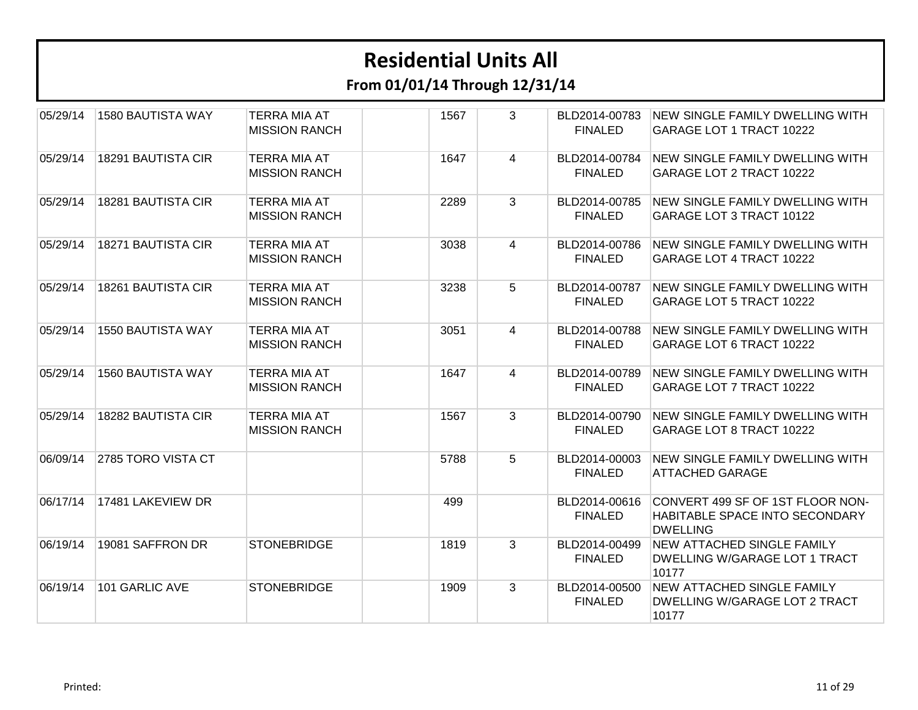# Residential Units All

## From 01/01/14 Through 12/31/14

| | | | | | | | |
|---|---|---|---|---|---|---|---|
| 05/29/14 | 1580 BAUTISTA WAY | TERRA MIA AT MISSION RANCH | | 1567 | 3 | BLD2014-00783 FINALED | NEW SINGLE FAMILY DWELLING WITH GARAGE LOT 1 TRACT 10222 |
| 05/29/14 | 18291 BAUTISTA CIR | TERRA MIA AT MISSION RANCH | | 1647 | 4 | BLD2014-00784 FINALED | NEW SINGLE FAMILY DWELLING WITH GARAGE LOT 2 TRACT 10222 |
| 05/29/14 | 18281 BAUTISTA CIR | TERRA MIA AT MISSION RANCH | | 2289 | 3 | BLD2014-00785 FINALED | NEW SINGLE FAMILY DWELLING WITH GARAGE LOT 3 TRACT 10122 |
| 05/29/14 | 18271 BAUTISTA CIR | TERRA MIA AT MISSION RANCH | | 3038 | 4 | BLD2014-00786 FINALED | NEW SINGLE FAMILY DWELLING WITH GARAGE LOT 4 TRACT 10222 |
| 05/29/14 | 18261 BAUTISTA CIR | TERRA MIA AT MISSION RANCH | | 3238 | 5 | BLD2014-00787 FINALED | NEW SINGLE FAMILY DWELLING WITH GARAGE LOT 5 TRACT 10222 |
| 05/29/14 | 1550 BAUTISTA WAY | TERRA MIA AT MISSION RANCH | | 3051 | 4 | BLD2014-00788 FINALED | NEW SINGLE FAMILY DWELLING WITH GARAGE LOT 6 TRACT 10222 |
| 05/29/14 | 1560 BAUTISTA WAY | TERRA MIA AT MISSION RANCH | | 1647 | 4 | BLD2014-00789 FINALED | NEW SINGLE FAMILY DWELLING WITH GARAGE LOT 7 TRACT 10222 |
| 05/29/14 | 18282 BAUTISTA CIR | TERRA MIA AT MISSION RANCH | | 1567 | 3 | BLD2014-00790 FINALED | NEW SINGLE FAMILY DWELLING WITH GARAGE LOT 8 TRACT 10222 |
| 06/09/14 | 2785 TORO VISTA CT | | | 5788 | 5 | BLD2014-00003 FINALED | NEW SINGLE FAMILY DWELLING WITH ATTACHED GARAGE |
| 06/17/14 | 17481 LAKEVIEW DR | | | 499 | | BLD2014-00616 FINALED | CONVERT 499 SF OF 1ST FLOOR NON-HABITABLE SPACE INTO SECONDARY DWELLING |
| 06/19/14 | 19081 SAFFRON DR | STONEBRIDGE | | 1819 | 3 | BLD2014-00499 FINALED | NEW ATTACHED SINGLE FAMILY DWELLING W/GARAGE LOT 1 TRACT 10177 |
| 06/19/14 | 101 GARLIC AVE | STONEBRIDGE | | 1909 | 3 | BLD2014-00500 FINALED | NEW ATTACHED SINGLE FAMILY DWELLING W/GARAGE LOT 2 TRACT 10177 |

Printed: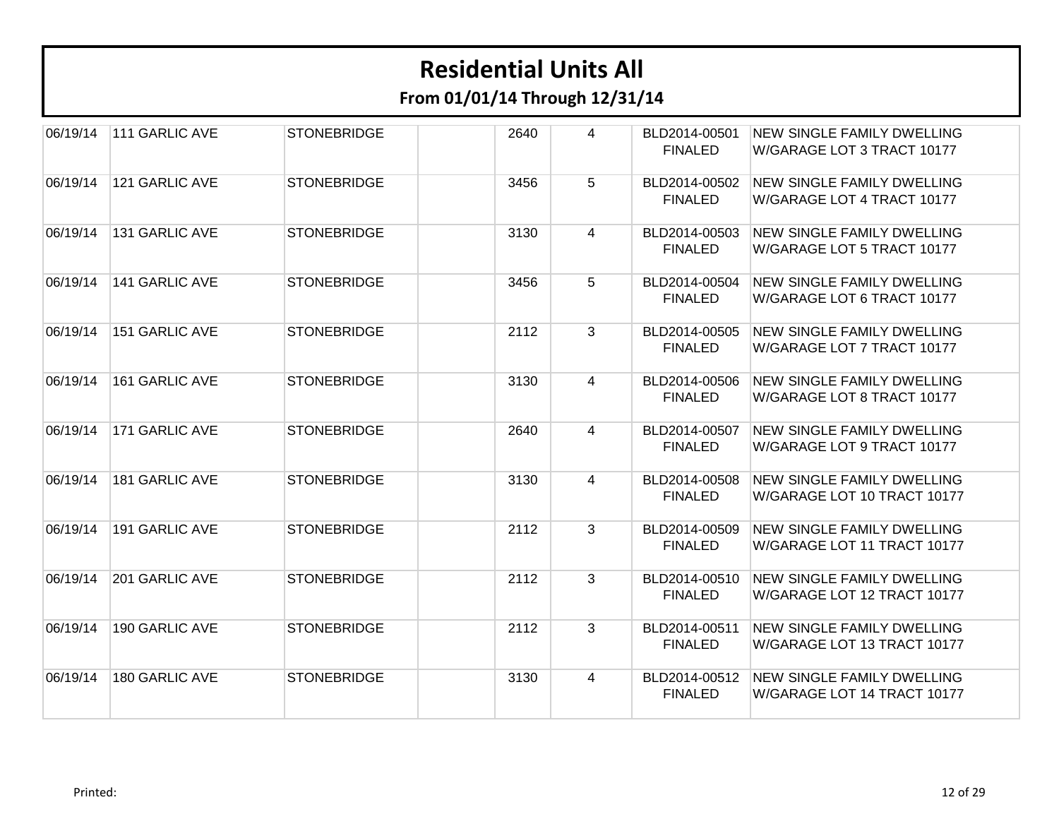# Residential Units All

## From 01/01/14 Through 12/31/14

| | | | | | | | |
|---|---|---|---|---|---|---|---|
| 06/19/14 | 111 GARLIC AVE | STONEBRIDGE | | 2640 | 4 | BLD2014-00501 FINALED | NEW SINGLE FAMILY DWELLING W/GARAGE LOT 3 TRACT 10177 |
| 06/19/14 | 121 GARLIC AVE | STONEBRIDGE | | 3456 | 5 | BLD2014-00502 FINALED | NEW SINGLE FAMILY DWELLING W/GARAGE LOT 4 TRACT 10177 |
| 06/19/14 | 131 GARLIC AVE | STONEBRIDGE | | 3130 | 4 | BLD2014-00503 FINALED | NEW SINGLE FAMILY DWELLING W/GARAGE LOT 5 TRACT 10177 |
| 06/19/14 | 141 GARLIC AVE | STONEBRIDGE | | 3456 | 5 | BLD2014-00504 FINALED | NEW SINGLE FAMILY DWELLING W/GARAGE LOT 6 TRACT 10177 |
| 06/19/14 | 151 GARLIC AVE | STONEBRIDGE | | 2112 | 3 | BLD2014-00505 FINALED | NEW SINGLE FAMILY DWELLING W/GARAGE LOT 7 TRACT 10177 |
| 06/19/14 | 161 GARLIC AVE | STONEBRIDGE | | 3130 | 4 | BLD2014-00506 FINALED | NEW SINGLE FAMILY DWELLING W/GARAGE LOT 8 TRACT 10177 |
| 06/19/14 | 171 GARLIC AVE | STONEBRIDGE | | 2640 | 4 | BLD2014-00507 FINALED | NEW SINGLE FAMILY DWELLING W/GARAGE LOT 9 TRACT 10177 |
| 06/19/14 | 181 GARLIC AVE | STONEBRIDGE | | 3130 | 4 | BLD2014-00508 FINALED | NEW SINGLE FAMILY DWELLING W/GARAGE LOT 10 TRACT 10177 |
| 06/19/14 | 191 GARLIC AVE | STONEBRIDGE | | 2112 | 3 | BLD2014-00509 FINALED | NEW SINGLE FAMILY DWELLING W/GARAGE LOT 11 TRACT 10177 |
| 06/19/14 | 201 GARLIC AVE | STONEBRIDGE | | 2112 | 3 | BLD2014-00510 FINALED | NEW SINGLE FAMILY DWELLING W/GARAGE LOT 12 TRACT 10177 |
| 06/19/14 | 190 GARLIC AVE | STONEBRIDGE | | 2112 | 3 | BLD2014-00511 FINALED | NEW SINGLE FAMILY DWELLING W/GARAGE LOT 13 TRACT 10177 |
| 06/19/14 | 180 GARLIC AVE | STONEBRIDGE | | 3130 | 4 | BLD2014-00512 FINALED | NEW SINGLE FAMILY DWELLING W/GARAGE LOT 14 TRACT 10177 |

Printed: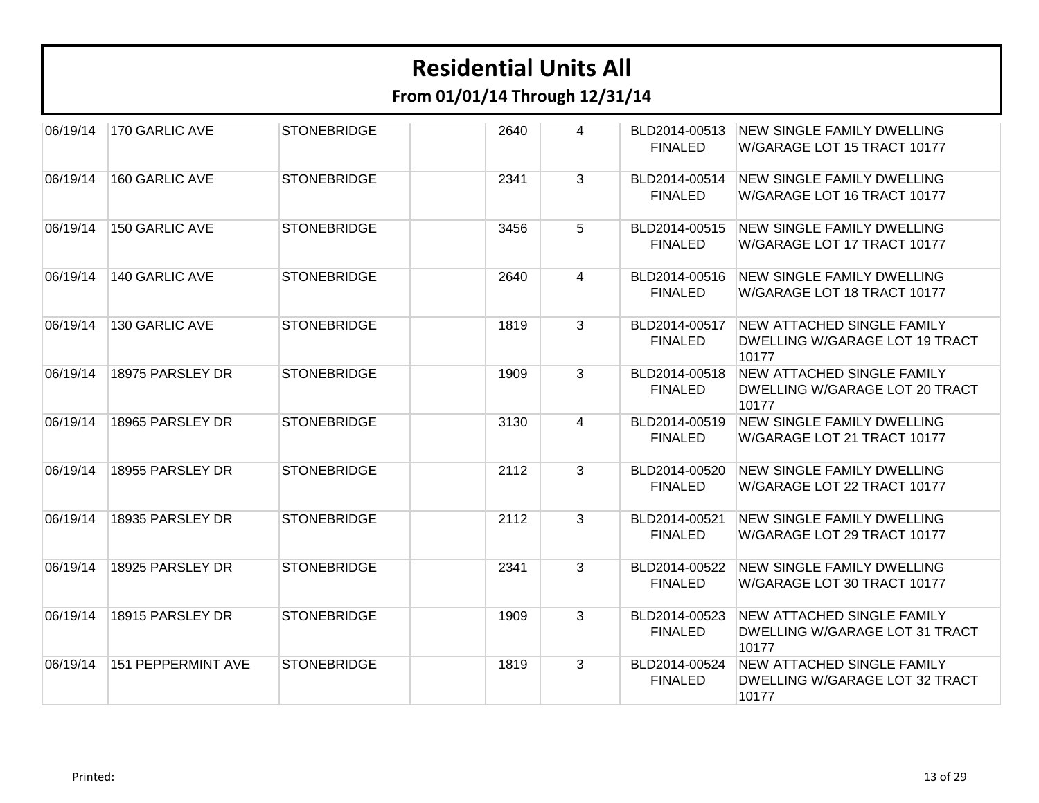# Residential Units All

## From 01/01/14 Through 12/31/14

| | | | | | | | |
|---|---|---|---|---|---|---|---|
| 06/19/14 | 170 GARLIC AVE | STONEBRIDGE | | 2640 | 4 | BLD2014-00513 FINALED | NEW SINGLE FAMILY DWELLING W/GARAGE LOT 15 TRACT 10177 |
| 06/19/14 | 160 GARLIC AVE | STONEBRIDGE | | 2341 | 3 | BLD2014-00514 FINALED | NEW SINGLE FAMILY DWELLING W/GARAGE LOT 16 TRACT 10177 |
| 06/19/14 | 150 GARLIC AVE | STONEBRIDGE | | 3456 | 5 | BLD2014-00515 FINALED | NEW SINGLE FAMILY DWELLING W/GARAGE LOT 17 TRACT 10177 |
| 06/19/14 | 140 GARLIC AVE | STONEBRIDGE | | 2640 | 4 | BLD2014-00516 FINALED | NEW SINGLE FAMILY DWELLING W/GARAGE LOT 18 TRACT 10177 |
| 06/19/14 | 130 GARLIC AVE | STONEBRIDGE | | 1819 | 3 | BLD2014-00517 FINALED | NEW ATTACHED SINGLE FAMILY DWELLING W/GARAGE LOT 19 TRACT 10177 |
| 06/19/14 | 18975 PARSLEY DR | STONEBRIDGE | | 1909 | 3 | BLD2014-00518 FINALED | NEW ATTACHED SINGLE FAMILY DWELLING W/GARAGE LOT 20 TRACT 10177 |
| 06/19/14 | 18965 PARSLEY DR | STONEBRIDGE | | 3130 | 4 | BLD2014-00519 FINALED | NEW SINGLE FAMILY DWELLING W/GARAGE LOT 21 TRACT 10177 |
| 06/19/14 | 18955 PARSLEY DR | STONEBRIDGE | | 2112 | 3 | BLD2014-00520 FINALED | NEW SINGLE FAMILY DWELLING W/GARAGE LOT 22 TRACT 10177 |
| 06/19/14 | 18935 PARSLEY DR | STONEBRIDGE | | 2112 | 3 | BLD2014-00521 FINALED | NEW SINGLE FAMILY DWELLING W/GARAGE LOT 29 TRACT 10177 |
| 06/19/14 | 18925 PARSLEY DR | STONEBRIDGE | | 2341 | 3 | BLD2014-00522 FINALED | NEW SINGLE FAMILY DWELLING W/GARAGE LOT 30 TRACT 10177 |
| 06/19/14 | 18915 PARSLEY DR | STONEBRIDGE | | 1909 | 3 | BLD2014-00523 FINALED | NEW ATTACHED SINGLE FAMILY DWELLING W/GARAGE LOT 31 TRACT 10177 |
| 06/19/14 | 151 PEPPERMINT AVE | STONEBRIDGE | | 1819 | 3 | BLD2014-00524 FINALED | NEW ATTACHED SINGLE FAMILY DWELLING W/GARAGE LOT 32 TRACT 10177 |

Printed: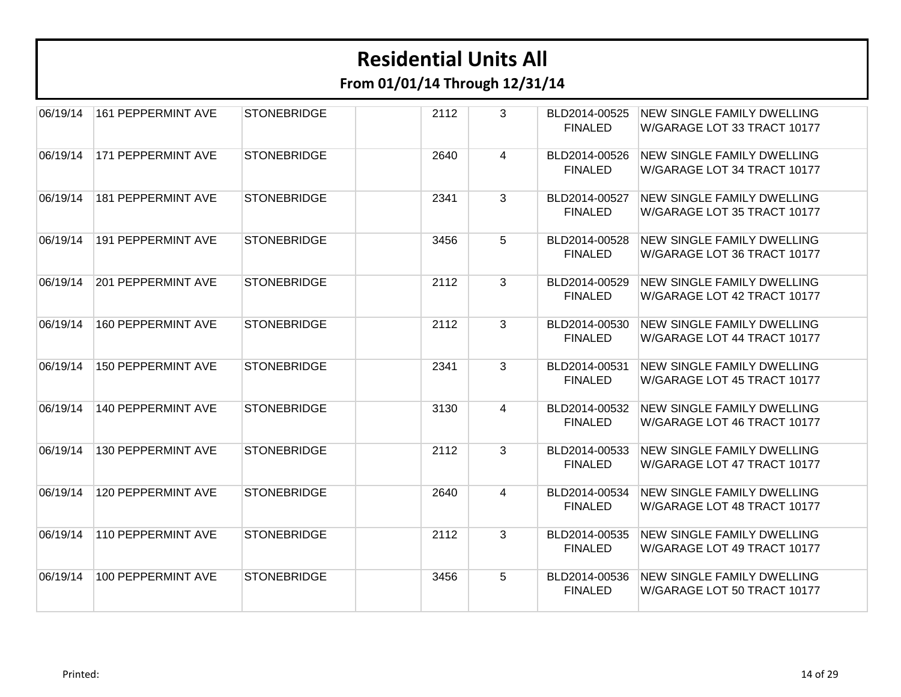# Residential Units All

## From 01/01/14 Through 12/31/14

| | | | | | | | |
|---|---|---|---|---|---|---|---|
| 06/19/14 | 161 PEPPERMINT AVE | STONEBRIDGE | | 2112 | 3 | BLD2014-00525 FINALED | NEW SINGLE FAMILY DWELLING W/GARAGE LOT 33 TRACT 10177 |
| 06/19/14 | 171 PEPPERMINT AVE | STONEBRIDGE | | 2640 | 4 | BLD2014-00526 FINALED | NEW SINGLE FAMILY DWELLING W/GARAGE LOT 34 TRACT 10177 |
| 06/19/14 | 181 PEPPERMINT AVE | STONEBRIDGE | | 2341 | 3 | BLD2014-00527 FINALED | NEW SINGLE FAMILY DWELLING W/GARAGE LOT 35 TRACT 10177 |
| 06/19/14 | 191 PEPPERMINT AVE | STONEBRIDGE | | 3456 | 5 | BLD2014-00528 FINALED | NEW SINGLE FAMILY DWELLING W/GARAGE LOT 36 TRACT 10177 |
| 06/19/14 | 201 PEPPERMINT AVE | STONEBRIDGE | | 2112 | 3 | BLD2014-00529 FINALED | NEW SINGLE FAMILY DWELLING W/GARAGE LOT 42 TRACT 10177 |
| 06/19/14 | 160 PEPPERMINT AVE | STONEBRIDGE | | 2112 | 3 | BLD2014-00530 FINALED | NEW SINGLE FAMILY DWELLING W/GARAGE LOT 44 TRACT 10177 |
| 06/19/14 | 150 PEPPERMINT AVE | STONEBRIDGE | | 2341 | 3 | BLD2014-00531 FINALED | NEW SINGLE FAMILY DWELLING W/GARAGE LOT 45 TRACT 10177 |
| 06/19/14 | 140 PEPPERMINT AVE | STONEBRIDGE | | 3130 | 4 | BLD2014-00532 FINALED | NEW SINGLE FAMILY DWELLING W/GARAGE LOT 46 TRACT 10177 |
| 06/19/14 | 130 PEPPERMINT AVE | STONEBRIDGE | | 2112 | 3 | BLD2014-00533 FINALED | NEW SINGLE FAMILY DWELLING W/GARAGE LOT 47 TRACT 10177 |
| 06/19/14 | 120 PEPPERMINT AVE | STONEBRIDGE | | 2640 | 4 | BLD2014-00534 FINALED | NEW SINGLE FAMILY DWELLING W/GARAGE LOT 48 TRACT 10177 |
| 06/19/14 | 110 PEPPERMINT AVE | STONEBRIDGE | | 2112 | 3 | BLD2014-00535 FINALED | NEW SINGLE FAMILY DWELLING W/GARAGE LOT 49 TRACT 10177 |
| 06/19/14 | 100 PEPPERMINT AVE | STONEBRIDGE | | 3456 | 5 | BLD2014-00536 FINALED | NEW SINGLE FAMILY DWELLING W/GARAGE LOT 50 TRACT 10177 |

Printed: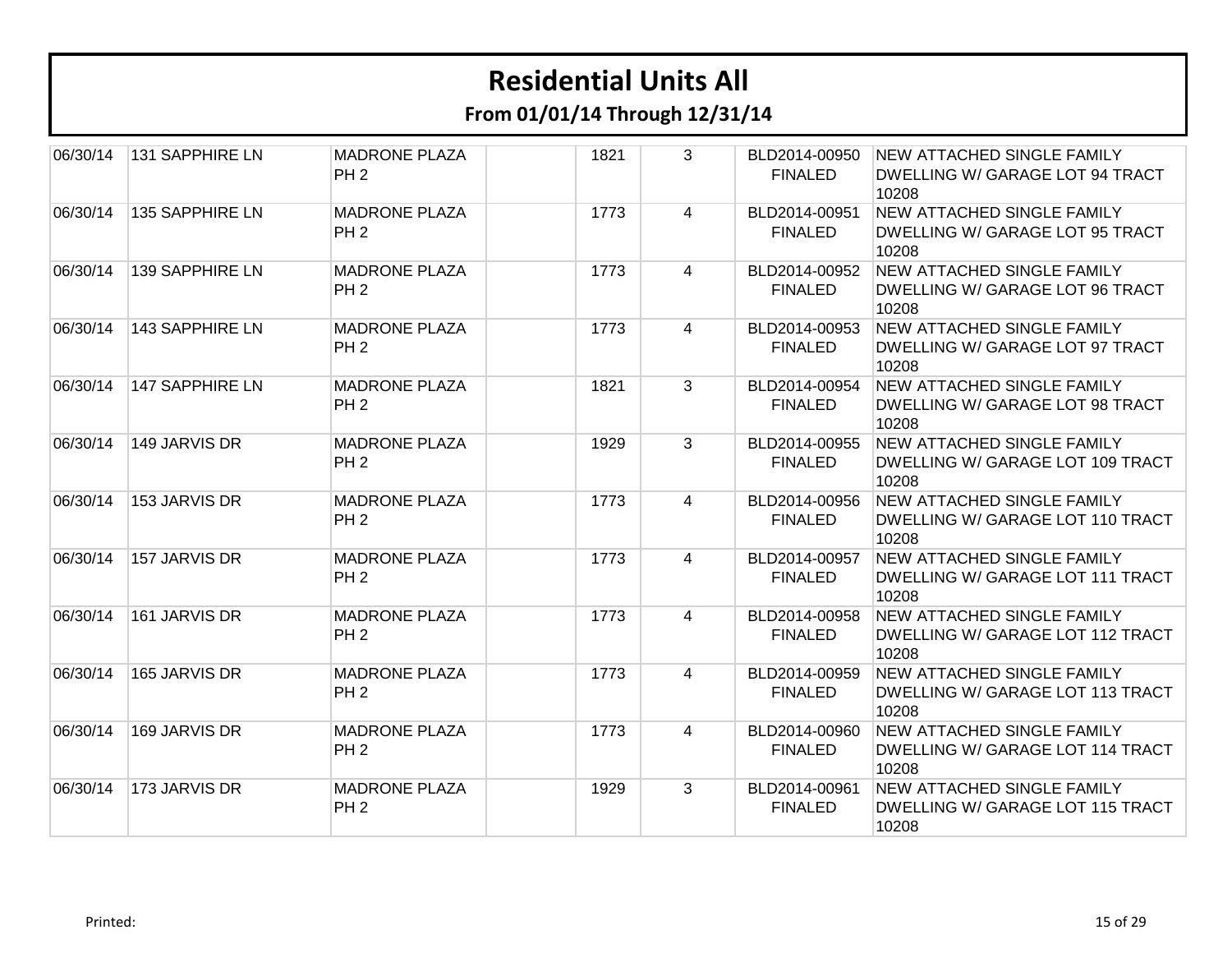# Residential Units All

## From 01/01/14 Through 12/31/14

| | | | | | | | |
|---|---|---|---|---|---|---|---|
| 06/30/14 | 131 SAPPHIRE LN | MADRONE PLAZA PH 2 | | 1821 | 3 | BLD2014-00950 FINALED | NEW ATTACHED SINGLE FAMILY DWELLING W/ GARAGE LOT 94 TRACT 10208 |
| 06/30/14 | 135 SAPPHIRE LN | MADRONE PLAZA PH 2 | | 1773 | 4 | BLD2014-00951 FINALED | NEW ATTACHED SINGLE FAMILY DWELLING W/ GARAGE LOT 95 TRACT 10208 |
| 06/30/14 | 139 SAPPHIRE LN | MADRONE PLAZA PH 2 | | 1773 | 4 | BLD2014-00952 FINALED | NEW ATTACHED SINGLE FAMILY DWELLING W/ GARAGE LOT 96 TRACT 10208 |
| 06/30/14 | 143 SAPPHIRE LN | MADRONE PLAZA PH 2 | | 1773 | 4 | BLD2014-00953 FINALED | NEW ATTACHED SINGLE FAMILY DWELLING W/ GARAGE LOT 97 TRACT 10208 |
| 06/30/14 | 147 SAPPHIRE LN | MADRONE PLAZA PH 2 | | 1821 | 3 | BLD2014-00954 FINALED | NEW ATTACHED SINGLE FAMILY DWELLING W/ GARAGE LOT 98 TRACT 10208 |
| 06/30/14 | 149 JARVIS DR | MADRONE PLAZA PH 2 | | 1929 | 3 | BLD2014-00955 FINALED | NEW ATTACHED SINGLE FAMILY DWELLING W/ GARAGE LOT 109 TRACT 10208 |
| 06/30/14 | 153 JARVIS DR | MADRONE PLAZA PH 2 | | 1773 | 4 | BLD2014-00956 FINALED | NEW ATTACHED SINGLE FAMILY DWELLING W/ GARAGE LOT 110 TRACT 10208 |
| 06/30/14 | 157 JARVIS DR | MADRONE PLAZA PH 2 | | 1773 | 4 | BLD2014-00957 FINALED | NEW ATTACHED SINGLE FAMILY DWELLING W/ GARAGE LOT 111 TRACT 10208 |
| 06/30/14 | 161 JARVIS DR | MADRONE PLAZA PH 2 | | 1773 | 4 | BLD2014-00958 FINALED | NEW ATTACHED SINGLE FAMILY DWELLING W/ GARAGE LOT 112 TRACT 10208 |
| 06/30/14 | 165 JARVIS DR | MADRONE PLAZA PH 2 | | 1773 | 4 | BLD2014-00959 FINALED | NEW ATTACHED SINGLE FAMILY DWELLING W/ GARAGE LOT 113 TRACT 10208 |
| 06/30/14 | 169 JARVIS DR | MADRONE PLAZA PH 2 | | 1773 | 4 | BLD2014-00960 FINALED | NEW ATTACHED SINGLE FAMILY DWELLING W/ GARAGE LOT 114 TRACT 10208 |
| 06/30/14 | 173 JARVIS DR | MADRONE PLAZA PH 2 | | 1929 | 3 | BLD2014-00961 FINALED | NEW ATTACHED SINGLE FAMILY DWELLING W/ GARAGE LOT 115 TRACT 10208 |

Printed: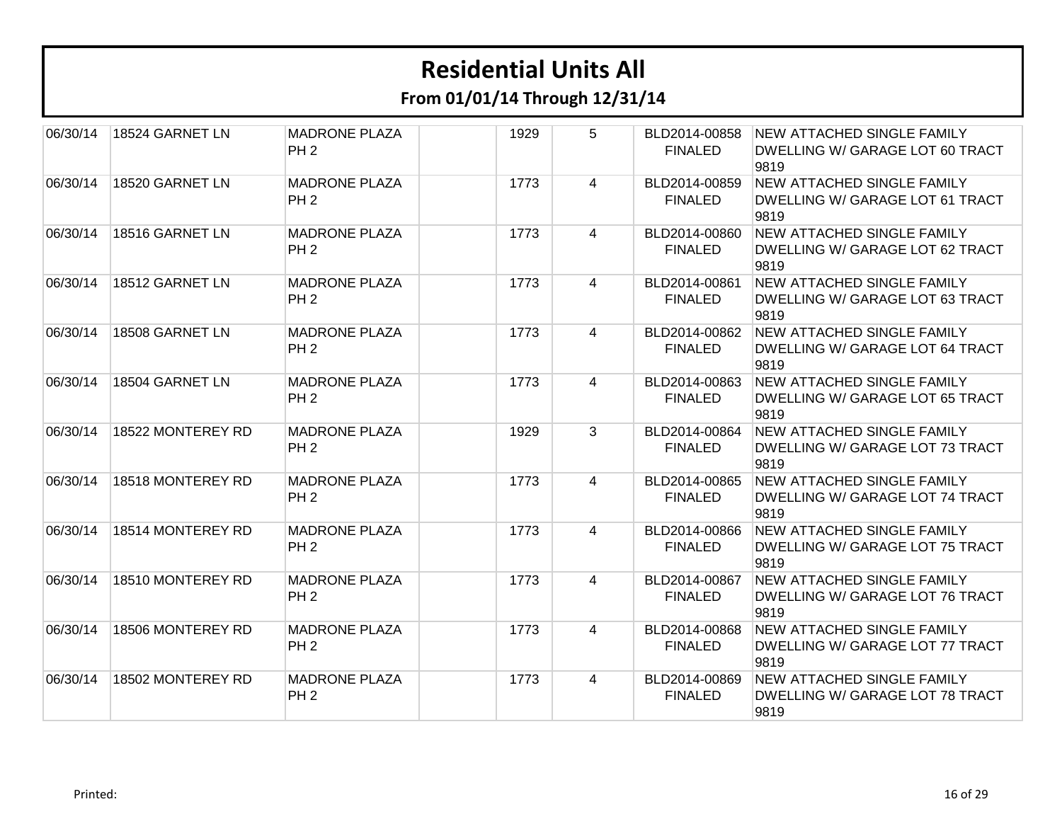# Residential Units All

## From 01/01/14 Through 12/31/14

| | | | | | | | |
|---|---|---|---|---|---|---|---|
| 06/30/14 | 18524 GARNET LN | MADRONE PLAZA PH 2 | | 1929 | 5 | BLD2014-00858 FINALED | NEW ATTACHED SINGLE FAMILY DWELLING W/ GARAGE LOT 60 TRACT 9819 |
| 06/30/14 | 18520 GARNET LN | MADRONE PLAZA PH 2 | | 1773 | 4 | BLD2014-00859 FINALED | NEW ATTACHED SINGLE FAMILY DWELLING W/ GARAGE LOT 61 TRACT 9819 |
| 06/30/14 | 18516 GARNET LN | MADRONE PLAZA PH 2 | | 1773 | 4 | BLD2014-00860 FINALED | NEW ATTACHED SINGLE FAMILY DWELLING W/ GARAGE LOT 62 TRACT 9819 |
| 06/30/14 | 18512 GARNET LN | MADRONE PLAZA PH 2 | | 1773 | 4 | BLD2014-00861 FINALED | NEW ATTACHED SINGLE FAMILY DWELLING W/ GARAGE LOT 63 TRACT 9819 |
| 06/30/14 | 18508 GARNET LN | MADRONE PLAZA PH 2 | | 1773 | 4 | BLD2014-00862 FINALED | NEW ATTACHED SINGLE FAMILY DWELLING W/ GARAGE LOT 64 TRACT 9819 |
| 06/30/14 | 18504 GARNET LN | MADRONE PLAZA PH 2 | | 1773 | 4 | BLD2014-00863 FINALED | NEW ATTACHED SINGLE FAMILY DWELLING W/ GARAGE LOT 65 TRACT 9819 |
| 06/30/14 | 18522 MONTEREY RD | MADRONE PLAZA PH 2 | | 1929 | 3 | BLD2014-00864 FINALED | NEW ATTACHED SINGLE FAMILY DWELLING W/ GARAGE LOT 73 TRACT 9819 |
| 06/30/14 | 18518 MONTEREY RD | MADRONE PLAZA PH 2 | | 1773 | 4 | BLD2014-00865 FINALED | NEW ATTACHED SINGLE FAMILY DWELLING W/ GARAGE LOT 74 TRACT 9819 |
| 06/30/14 | 18514 MONTEREY RD | MADRONE PLAZA PH 2 | | 1773 | 4 | BLD2014-00866 FINALED | NEW ATTACHED SINGLE FAMILY DWELLING W/ GARAGE LOT 75 TRACT 9819 |
| 06/30/14 | 18510 MONTEREY RD | MADRONE PLAZA PH 2 | | 1773 | 4 | BLD2014-00867 FINALED | NEW ATTACHED SINGLE FAMILY DWELLING W/ GARAGE LOT 76 TRACT 9819 |
| 06/30/14 | 18506 MONTEREY RD | MADRONE PLAZA PH 2 | | 1773 | 4 | BLD2014-00868 FINALED | NEW ATTACHED SINGLE FAMILY DWELLING W/ GARAGE LOT 77 TRACT 9819 |
| 06/30/14 | 18502 MONTEREY RD | MADRONE PLAZA PH 2 | | 1773 | 4 | BLD2014-00869 FINALED | NEW ATTACHED SINGLE FAMILY DWELLING W/ GARAGE LOT 78 TRACT 9819 |

Printed: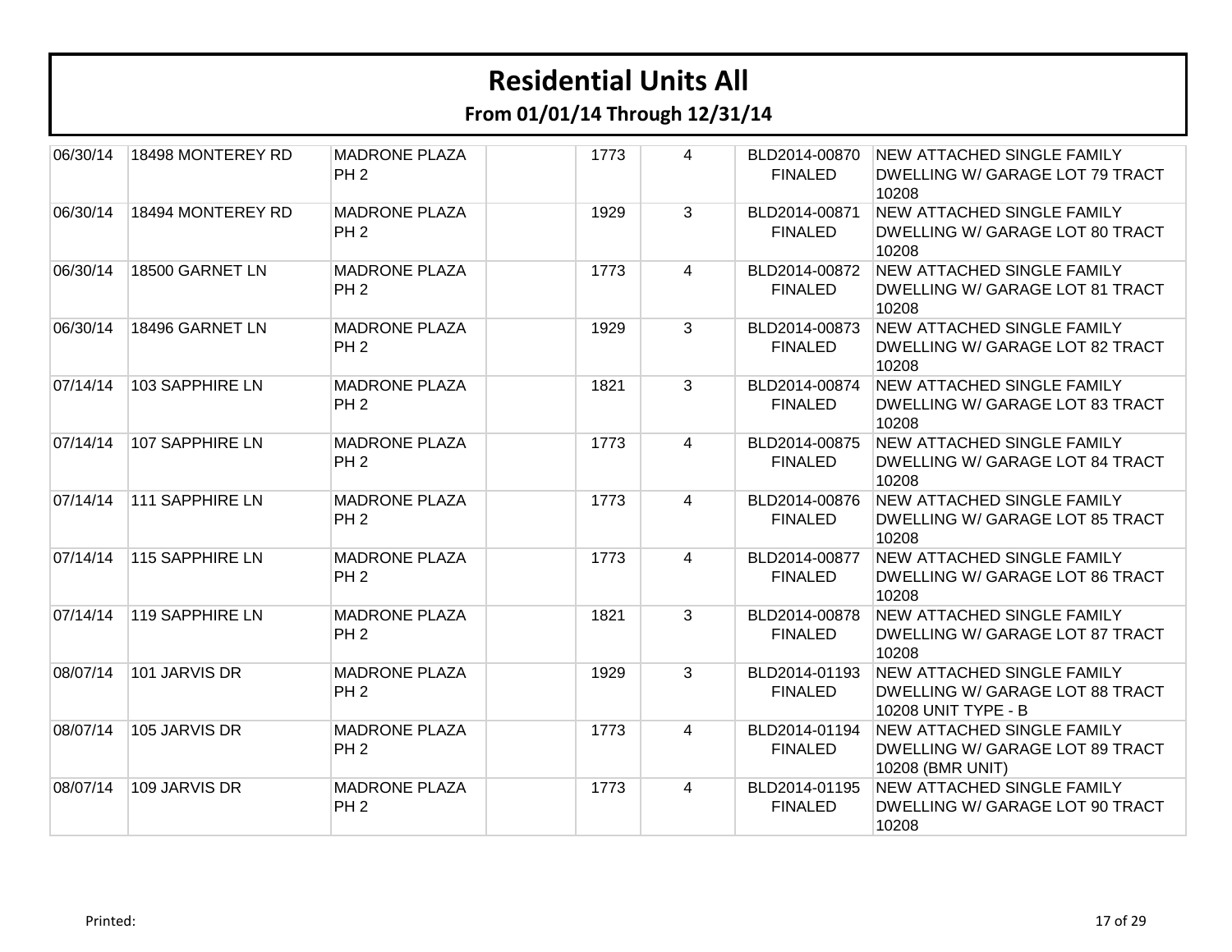# Residential Units All

## From 01/01/14 Through 12/31/14

| | | | | | | | |
|---|---|---|---|---|---|---|---|
| 06/30/14 | 18498 MONTEREY RD | MADRONE PLAZA PH 2 | | 1773 | 4 | BLD2014-00870 FINALED | NEW ATTACHED SINGLE FAMILY DWELLING W/ GARAGE LOT 79 TRACT 10208 |
| 06/30/14 | 18494 MONTEREY RD | MADRONE PLAZA PH 2 | | 1929 | 3 | BLD2014-00871 FINALED | NEW ATTACHED SINGLE FAMILY DWELLING W/ GARAGE LOT 80 TRACT 10208 |
| 06/30/14 | 18500 GARNET LN | MADRONE PLAZA PH 2 | | 1773 | 4 | BLD2014-00872 FINALED | NEW ATTACHED SINGLE FAMILY DWELLING W/ GARAGE LOT 81 TRACT 10208 |
| 06/30/14 | 18496 GARNET LN | MADRONE PLAZA PH 2 | | 1929 | 3 | BLD2014-00873 FINALED | NEW ATTACHED SINGLE FAMILY DWELLING W/ GARAGE LOT 82 TRACT 10208 |
| 07/14/14 | 103 SAPPHIRE LN | MADRONE PLAZA PH 2 | | 1821 | 3 | BLD2014-00874 FINALED | NEW ATTACHED SINGLE FAMILY DWELLING W/ GARAGE LOT 83 TRACT 10208 |
| 07/14/14 | 107 SAPPHIRE LN | MADRONE PLAZA PH 2 | | 1773 | 4 | BLD2014-00875 FINALED | NEW ATTACHED SINGLE FAMILY DWELLING W/ GARAGE LOT 84 TRACT 10208 |
| 07/14/14 | 111 SAPPHIRE LN | MADRONE PLAZA PH 2 | | 1773 | 4 | BLD2014-00876 FINALED | NEW ATTACHED SINGLE FAMILY DWELLING W/ GARAGE LOT 85 TRACT 10208 |
| 07/14/14 | 115 SAPPHIRE LN | MADRONE PLAZA PH 2 | | 1773 | 4 | BLD2014-00877 FINALED | NEW ATTACHED SINGLE FAMILY DWELLING W/ GARAGE LOT 86 TRACT 10208 |
| 07/14/14 | 119 SAPPHIRE LN | MADRONE PLAZA PH 2 | | 1821 | 3 | BLD2014-00878 FINALED | NEW ATTACHED SINGLE FAMILY DWELLING W/ GARAGE LOT 87 TRACT 10208 |
| 08/07/14 | 101 JARVIS DR | MADRONE PLAZA PH 2 | | 1929 | 3 | BLD2014-01193 FINALED | NEW ATTACHED SINGLE FAMILY DWELLING W/ GARAGE LOT 88 TRACT 10208 UNIT TYPE - B |
| 08/07/14 | 105 JARVIS DR | MADRONE PLAZA PH 2 | | 1773 | 4 | BLD2014-01194 FINALED | NEW ATTACHED SINGLE FAMILY DWELLING W/ GARAGE LOT 89 TRACT 10208 (BMR UNIT) |
| 08/07/14 | 109 JARVIS DR | MADRONE PLAZA PH 2 | | 1773 | 4 | BLD2014-01195 FINALED | NEW ATTACHED SINGLE FAMILY DWELLING W/ GARAGE LOT 90 TRACT 10208 |

Printed: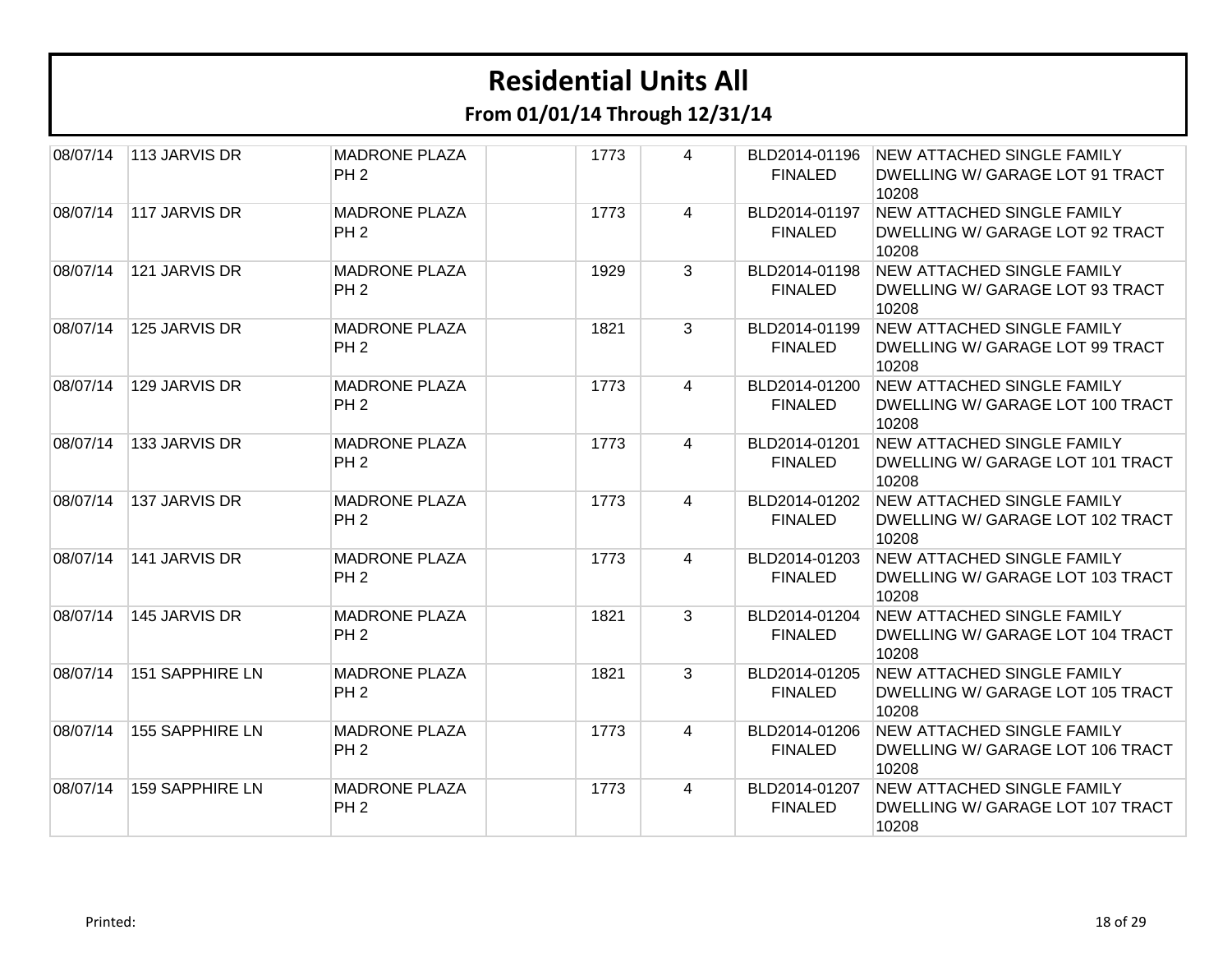# Residential Units All

## From 01/01/14 Through 12/31/14

| | | | | | | | |
|---|---|---|---|---|---|---|---|
| 08/07/14 | 113 JARVIS DR | MADRONE PLAZA PH 2 | | 1773 | 4 | BLD2014-01196 FINALED | NEW ATTACHED SINGLE FAMILY DWELLING W/ GARAGE LOT 91 TRACT 10208 |
| 08/07/14 | 117 JARVIS DR | MADRONE PLAZA PH 2 | | 1773 | 4 | BLD2014-01197 FINALED | NEW ATTACHED SINGLE FAMILY DWELLING W/ GARAGE LOT 92 TRACT 10208 |
| 08/07/14 | 121 JARVIS DR | MADRONE PLAZA PH 2 | | 1929 | 3 | BLD2014-01198 FINALED | NEW ATTACHED SINGLE FAMILY DWELLING W/ GARAGE LOT 93 TRACT 10208 |
| 08/07/14 | 125 JARVIS DR | MADRONE PLAZA PH 2 | | 1821 | 3 | BLD2014-01199 FINALED | NEW ATTACHED SINGLE FAMILY DWELLING W/ GARAGE LOT 99 TRACT 10208 |
| 08/07/14 | 129 JARVIS DR | MADRONE PLAZA PH 2 | | 1773 | 4 | BLD2014-01200 FINALED | NEW ATTACHED SINGLE FAMILY DWELLING W/ GARAGE LOT 100 TRACT 10208 |
| 08/07/14 | 133 JARVIS DR | MADRONE PLAZA PH 2 | | 1773 | 4 | BLD2014-01201 FINALED | NEW ATTACHED SINGLE FAMILY DWELLING W/ GARAGE LOT 101 TRACT 10208 |
| 08/07/14 | 137 JARVIS DR | MADRONE PLAZA PH 2 | | 1773 | 4 | BLD2014-01202 FINALED | NEW ATTACHED SINGLE FAMILY DWELLING W/ GARAGE LOT 102 TRACT 10208 |
| 08/07/14 | 141 JARVIS DR | MADRONE PLAZA PH 2 | | 1773 | 4 | BLD2014-01203 FINALED | NEW ATTACHED SINGLE FAMILY DWELLING W/ GARAGE LOT 103 TRACT 10208 |
| 08/07/14 | 145 JARVIS DR | MADRONE PLAZA PH 2 | | 1821 | 3 | BLD2014-01204 FINALED | NEW ATTACHED SINGLE FAMILY DWELLING W/ GARAGE LOT 104 TRACT 10208 |
| 08/07/14 | 151 SAPPHIRE LN | MADRONE PLAZA PH 2 | | 1821 | 3 | BLD2014-01205 FINALED | NEW ATTACHED SINGLE FAMILY DWELLING W/ GARAGE LOT 105 TRACT 10208 |
| 08/07/14 | 155 SAPPHIRE LN | MADRONE PLAZA PH 2 | | 1773 | 4 | BLD2014-01206 FINALED | NEW ATTACHED SINGLE FAMILY DWELLING W/ GARAGE LOT 106 TRACT 10208 |
| 08/07/14 | 159 SAPPHIRE LN | MADRONE PLAZA PH 2 | | 1773 | 4 | BLD2014-01207 FINALED | NEW ATTACHED SINGLE FAMILY DWELLING W/ GARAGE LOT 107 TRACT 10208 |

Printed: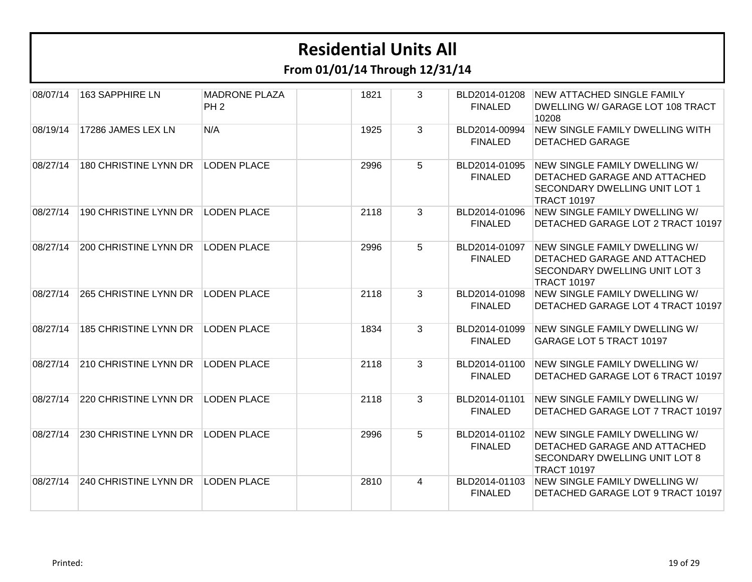# Residential Units All

## From 01/01/14 Through 12/31/14

| | | | | | | | |
|---|---|---|---|---|---|---|---|
| 08/07/14 | 163 SAPPHIRE LN | MADRONE PLAZA PH 2 | | 1821 | 3 | BLD2014-01208 FINALED | NEW ATTACHED SINGLE FAMILY DWELLING W/ GARAGE LOT 108 TRACT 10208 |
| 08/19/14 | 17286 JAMES LEX LN | N/A | | 1925 | 3 | BLD2014-00994 FINALED | NEW SINGLE FAMILY DWELLING WITH DETACHED GARAGE |
| 08/27/14 | 180 CHRISTINE LYNN DR | LODEN PLACE | | 2996 | 5 | BLD2014-01095 FINALED | NEW SINGLE FAMILY DWELLING W/ DETACHED GARAGE AND ATTACHED SECONDARY DWELLING UNIT LOT 1 TRACT 10197 |
| 08/27/14 | 190 CHRISTINE LYNN DR | LODEN PLACE | | 2118 | 3 | BLD2014-01096 FINALED | NEW SINGLE FAMILY DWELLING W/ DETACHED GARAGE LOT 2 TRACT 10197 |
| 08/27/14 | 200 CHRISTINE LYNN DR | LODEN PLACE | | 2996 | 5 | BLD2014-01097 FINALED | NEW SINGLE FAMILY DWELLING W/ DETACHED GARAGE AND ATTACHED SECONDARY DWELLING UNIT LOT 3 TRACT 10197 |
| 08/27/14 | 265 CHRISTINE LYNN DR | LODEN PLACE | | 2118 | 3 | BLD2014-01098 FINALED | NEW SINGLE FAMILY DWELLING W/ DETACHED GARAGE LOT 4 TRACT 10197 |
| 08/27/14 | 185 CHRISTINE LYNN DR | LODEN PLACE | | 1834 | 3 | BLD2014-01099 FINALED | NEW SINGLE FAMILY DWELLING W/ GARAGE LOT 5 TRACT 10197 |
| 08/27/14 | 210 CHRISTINE LYNN DR | LODEN PLACE | | 2118 | 3 | BLD2014-01100 FINALED | NEW SINGLE FAMILY DWELLING W/ DETACHED GARAGE LOT 6 TRACT 10197 |
| 08/27/14 | 220 CHRISTINE LYNN DR | LODEN PLACE | | 2118 | 3 | BLD2014-01101 FINALED | NEW SINGLE FAMILY DWELLING W/ DETACHED GARAGE LOT 7 TRACT 10197 |
| 08/27/14 | 230 CHRISTINE LYNN DR | LODEN PLACE | | 2996 | 5 | BLD2014-01102 FINALED | NEW SINGLE FAMILY DWELLING W/ DETACHED GARAGE AND ATTACHED SECONDARY DWELLING UNIT LOT 8 TRACT 10197 |
| 08/27/14 | 240 CHRISTINE LYNN DR | LODEN PLACE | | 2810 | 4 | BLD2014-01103 FINALED | NEW SINGLE FAMILY DWELLING W/ DETACHED GARAGE LOT 9 TRACT 10197 |

Printed: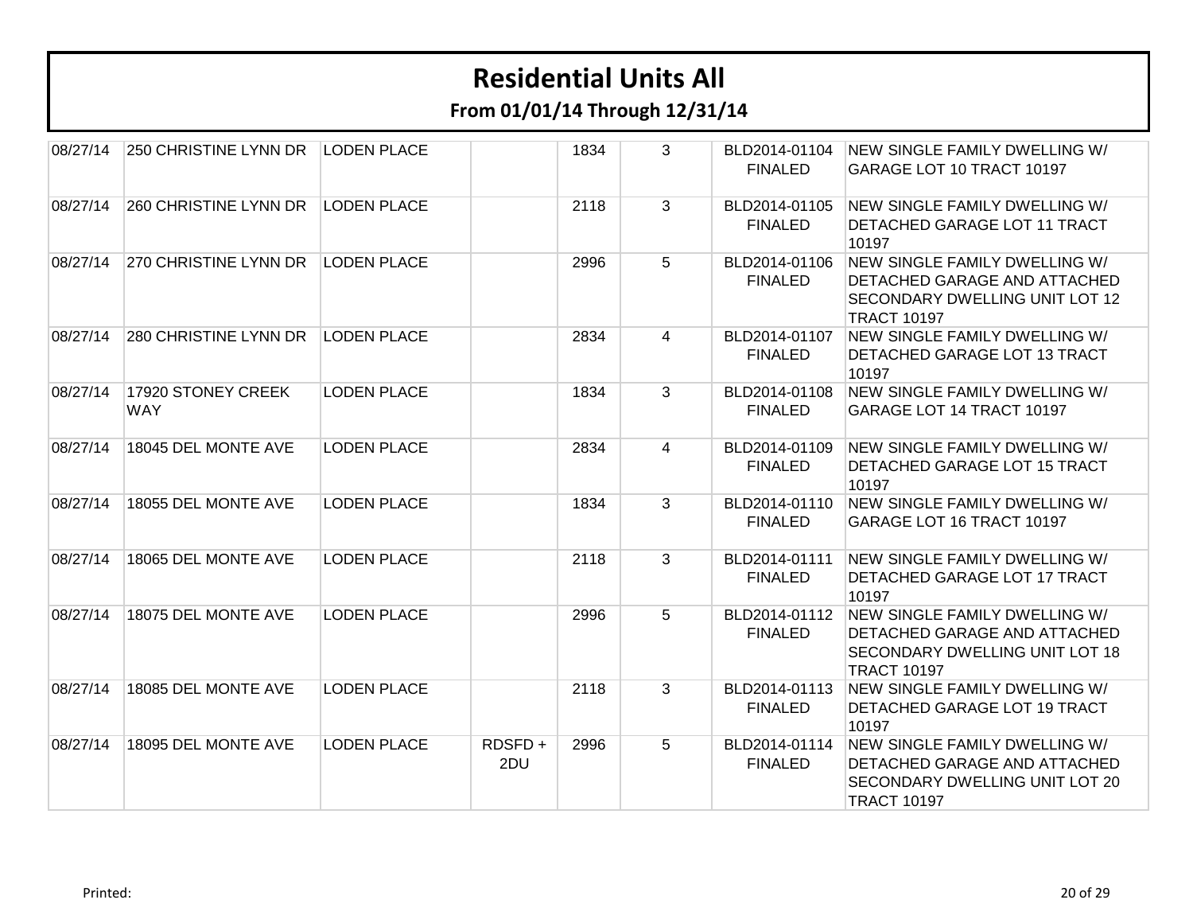# Residential Units All

## From 01/01/14 Through 12/31/14

| | | | | | | | |
|---|---|---|---|---|---|---|---|
| 08/27/14 | 250 CHRISTINE LYNN DR | LODEN PLACE | | 1834 | 3 | BLD2014-01104 FINALED | NEW SINGLE FAMILY DWELLING W/ GARAGE LOT 10 TRACT 10197 |
| 08/27/14 | 260 CHRISTINE LYNN DR | LODEN PLACE | | 2118 | 3 | BLD2014-01105 FINALED | NEW SINGLE FAMILY DWELLING W/ DETACHED GARAGE LOT 11 TRACT 10197 |
| 08/27/14 | 270 CHRISTINE LYNN DR | LODEN PLACE | | 2996 | 5 | BLD2014-01106 FINALED | NEW SINGLE FAMILY DWELLING W/ DETACHED GARAGE AND ATTACHED SECONDARY DWELLING UNIT LOT 12 TRACT 10197 |
| 08/27/14 | 280 CHRISTINE LYNN DR | LODEN PLACE | | 2834 | 4 | BLD2014-01107 FINALED | NEW SINGLE FAMILY DWELLING W/ DETACHED GARAGE LOT 13 TRACT 10197 |
| 08/27/14 | 17920 STONEY CREEK WAY | LODEN PLACE | | 1834 | 3 | BLD2014-01108 FINALED | NEW SINGLE FAMILY DWELLING W/ GARAGE LOT 14 TRACT 10197 |
| 08/27/14 | 18045 DEL MONTE AVE | LODEN PLACE | | 2834 | 4 | BLD2014-01109 FINALED | NEW SINGLE FAMILY DWELLING W/ DETACHED GARAGE LOT 15 TRACT 10197 |
| 08/27/14 | 18055 DEL MONTE AVE | LODEN PLACE | | 1834 | 3 | BLD2014-01110 FINALED | NEW SINGLE FAMILY DWELLING W/ GARAGE LOT 16 TRACT 10197 |
| 08/27/14 | 18065 DEL MONTE AVE | LODEN PLACE | | 2118 | 3 | BLD2014-01111 FINALED | NEW SINGLE FAMILY DWELLING W/ DETACHED GARAGE LOT 17 TRACT 10197 |
| 08/27/14 | 18075 DEL MONTE AVE | LODEN PLACE | | 2996 | 5 | BLD2014-01112 FINALED | NEW SINGLE FAMILY DWELLING W/ DETACHED GARAGE AND ATTACHED SECONDARY DWELLING UNIT LOT 18 TRACT 10197 |
| 08/27/14 | 18085 DEL MONTE AVE | LODEN PLACE | | 2118 | 3 | BLD2014-01113 FINALED | NEW SINGLE FAMILY DWELLING W/ DETACHED GARAGE LOT 19 TRACT 10197 |
| 08/27/14 | 18095 DEL MONTE AVE | LODEN PLACE | RDSFD + 2DU | 2996 | 5 | BLD2014-01114 FINALED | NEW SINGLE FAMILY DWELLING W/ DETACHED GARAGE AND ATTACHED SECONDARY DWELLING UNIT LOT 20 TRACT 10197 |

Printed: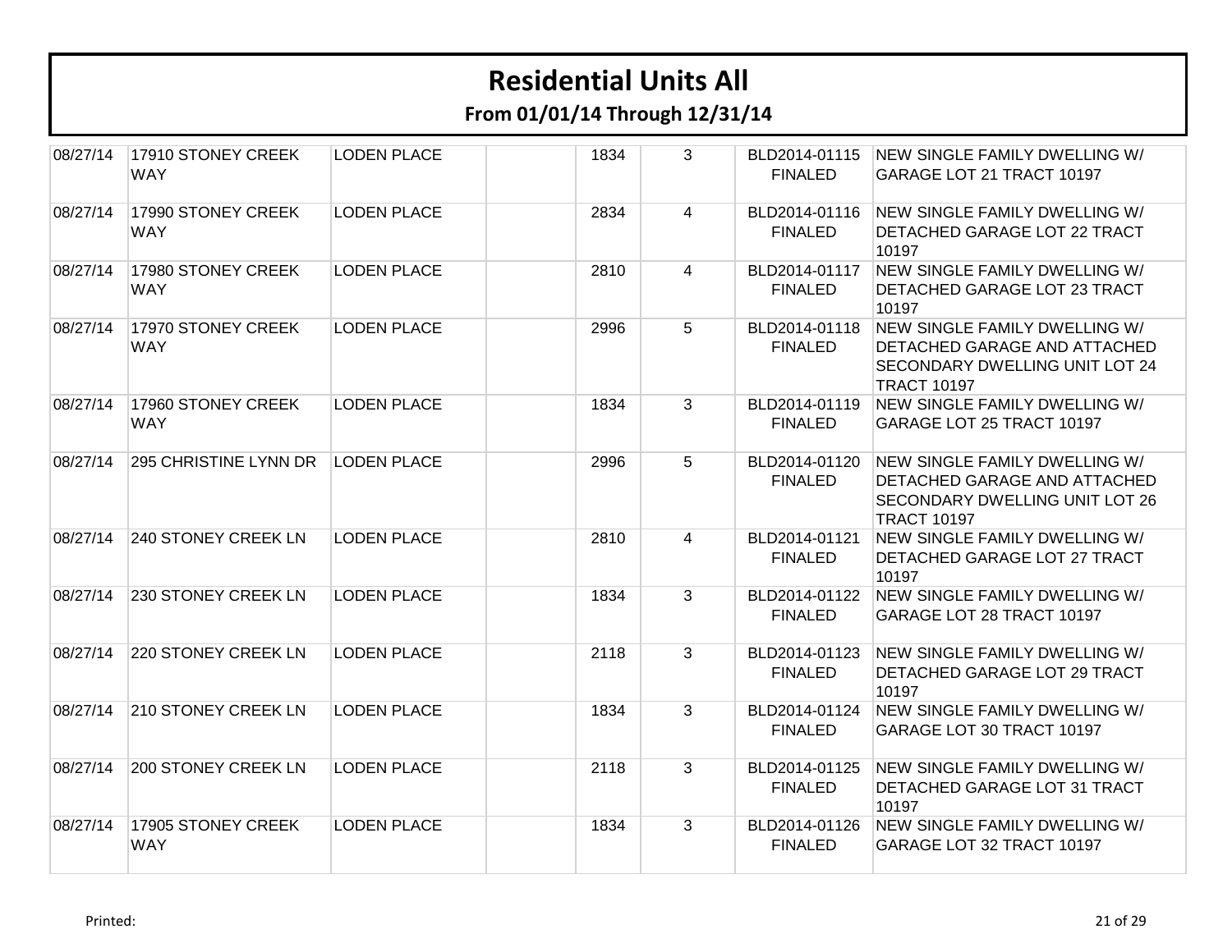# Residential Units All

## From 01/01/14 Through 12/31/14

| | | | | | | | |
|---|---|---|---|---|---|---|---|
| 08/27/14 | 17910 STONEY CREEK WAY | LODEN PLACE | | 1834 | 3 | BLD2014-01115 FINALED | NEW SINGLE FAMILY DWELLING W/ GARAGE LOT 21 TRACT 10197 |
| 08/27/14 | 17990 STONEY CREEK WAY | LODEN PLACE | | 2834 | 4 | BLD2014-01116 FINALED | NEW SINGLE FAMILY DWELLING W/ DETACHED GARAGE LOT 22 TRACT 10197 |
| 08/27/14 | 17980 STONEY CREEK WAY | LODEN PLACE | | 2810 | 4 | BLD2014-01117 FINALED | NEW SINGLE FAMILY DWELLING W/ DETACHED GARAGE LOT 23 TRACT 10197 |
| 08/27/14 | 17970 STONEY CREEK WAY | LODEN PLACE | | 2996 | 5 | BLD2014-01118 FINALED | NEW SINGLE FAMILY DWELLING W/ DETACHED GARAGE AND ATTACHED SECONDARY DWELLING UNIT LOT 24 TRACT 10197 |
| 08/27/14 | 17960 STONEY CREEK WAY | LODEN PLACE | | 1834 | 3 | BLD2014-01119 FINALED | NEW SINGLE FAMILY DWELLING W/ GARAGE LOT 25 TRACT 10197 |
| 08/27/14 | 295 CHRISTINE LYNN DR | LODEN PLACE | | 2996 | 5 | BLD2014-01120 FINALED | NEW SINGLE FAMILY DWELLING W/ DETACHED GARAGE AND ATTACHED SECONDARY DWELLING UNIT LOT 26 TRACT 10197 |
| 08/27/14 | 240 STONEY CREEK LN | LODEN PLACE | | 2810 | 4 | BLD2014-01121 FINALED | NEW SINGLE FAMILY DWELLING W/ DETACHED GARAGE LOT 27 TRACT 10197 |
| 08/27/14 | 230 STONEY CREEK LN | LODEN PLACE | | 1834 | 3 | BLD2014-01122 FINALED | NEW SINGLE FAMILY DWELLING W/ GARAGE LOT 28 TRACT 10197 |
| 08/27/14 | 220 STONEY CREEK LN | LODEN PLACE | | 2118 | 3 | BLD2014-01123 FINALED | NEW SINGLE FAMILY DWELLING W/ DETACHED GARAGE LOT 29 TRACT 10197 |
| 08/27/14 | 210 STONEY CREEK LN | LODEN PLACE | | 1834 | 3 | BLD2014-01124 FINALED | NEW SINGLE FAMILY DWELLING W/ GARAGE LOT 30 TRACT 10197 |
| 08/27/14 | 200 STONEY CREEK LN | LODEN PLACE | | 2118 | 3 | BLD2014-01125 FINALED | NEW SINGLE FAMILY DWELLING W/ DETACHED GARAGE LOT 31 TRACT 10197 |
| 08/27/14 | 17905 STONEY CREEK WAY | LODEN PLACE | | 1834 | 3 | BLD2014-01126 FINALED | NEW SINGLE FAMILY DWELLING W/ GARAGE LOT 32 TRACT 10197 |

Printed: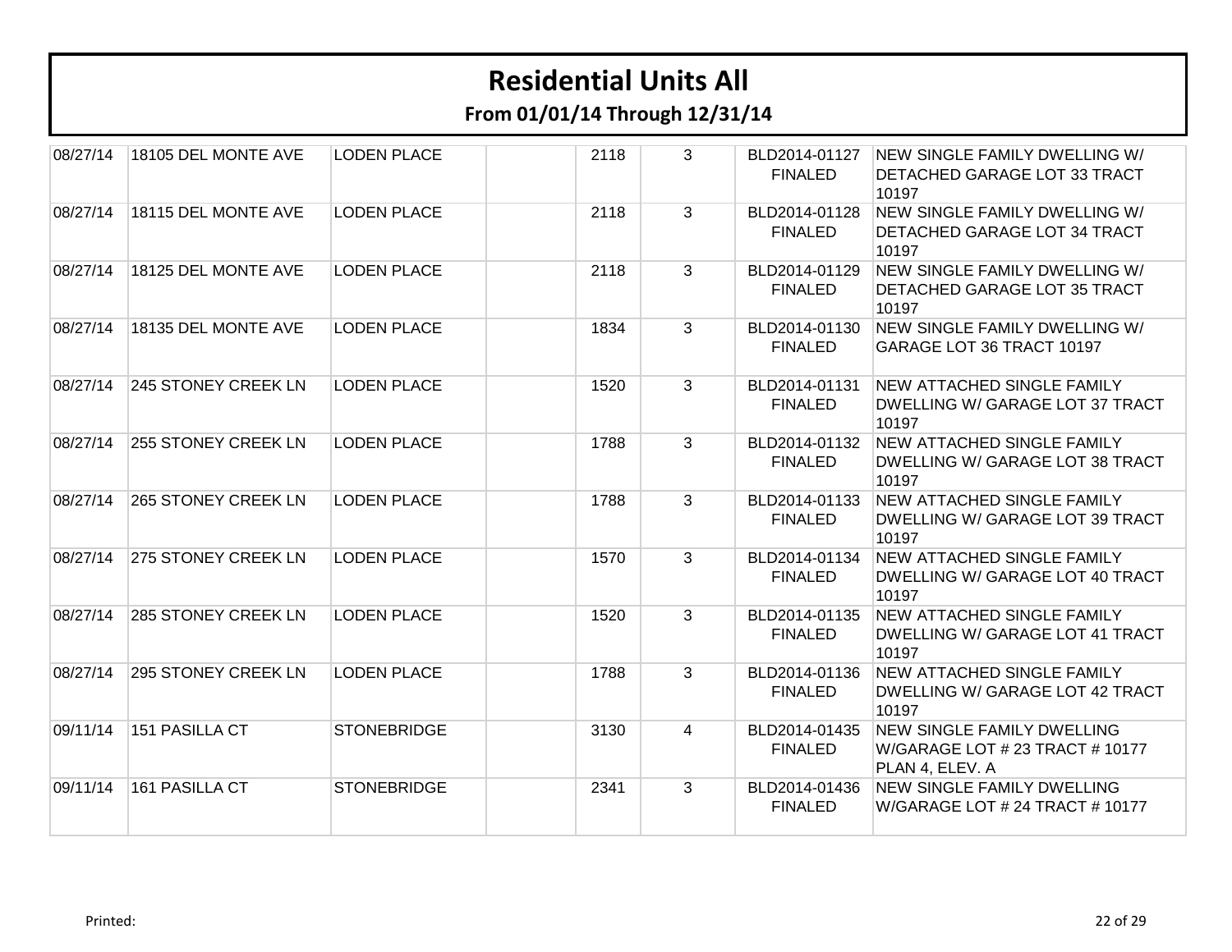# Residential Units All

## From 01/01/14 Through 12/31/14

| | | | | | | | |
|---|---|---|---|---|---|---|---|
| 08/27/14 | 18105 DEL MONTE AVE | LODEN PLACE | | 2118 | 3 | BLD2014-01127 FINALED | NEW SINGLE FAMILY DWELLING W/ DETACHED GARAGE LOT 33 TRACT 10197 |
| 08/27/14 | 18115 DEL MONTE AVE | LODEN PLACE | | 2118 | 3 | BLD2014-01128 FINALED | NEW SINGLE FAMILY DWELLING W/ DETACHED GARAGE LOT 34 TRACT 10197 |
| 08/27/14 | 18125 DEL MONTE AVE | LODEN PLACE | | 2118 | 3 | BLD2014-01129 FINALED | NEW SINGLE FAMILY DWELLING W/ DETACHED GARAGE LOT 35 TRACT 10197 |
| 08/27/14 | 18135 DEL MONTE AVE | LODEN PLACE | | 1834 | 3 | BLD2014-01130 FINALED | NEW SINGLE FAMILY DWELLING W/ GARAGE LOT 36 TRACT 10197 |
| 08/27/14 | 245 STONEY CREEK LN | LODEN PLACE | | 1520 | 3 | BLD2014-01131 FINALED | NEW ATTACHED SINGLE FAMILY DWELLING W/ GARAGE LOT 37 TRACT 10197 |
| 08/27/14 | 255 STONEY CREEK LN | LODEN PLACE | | 1788 | 3 | BLD2014-01132 FINALED | NEW ATTACHED SINGLE FAMILY DWELLING W/ GARAGE LOT 38 TRACT 10197 |
| 08/27/14 | 265 STONEY CREEK LN | LODEN PLACE | | 1788 | 3 | BLD2014-01133 FINALED | NEW ATTACHED SINGLE FAMILY DWELLING W/ GARAGE LOT 39 TRACT 10197 |
| 08/27/14 | 275 STONEY CREEK LN | LODEN PLACE | | 1570 | 3 | BLD2014-01134 FINALED | NEW ATTACHED SINGLE FAMILY DWELLING W/ GARAGE LOT 40 TRACT 10197 |
| 08/27/14 | 285 STONEY CREEK LN | LODEN PLACE | | 1520 | 3 | BLD2014-01135 FINALED | NEW ATTACHED SINGLE FAMILY DWELLING W/ GARAGE LOT 41 TRACT 10197 |
| 08/27/14 | 295 STONEY CREEK LN | LODEN PLACE | | 1788 | 3 | BLD2014-01136 FINALED | NEW ATTACHED SINGLE FAMILY DWELLING W/ GARAGE LOT 42 TRACT 10197 |
| 09/11/14 | 151 PASILLA CT | STONEBRIDGE | | 3130 | 4 | BLD2014-01435 FINALED | NEW SINGLE FAMILY DWELLING W/GARAGE LOT # 23 TRACT # 10177 PLAN 4, ELEV. A |
| 09/11/14 | 161 PASILLA CT | STONEBRIDGE | | 2341 | 3 | BLD2014-01436 FINALED | NEW SINGLE FAMILY DWELLING W/GARAGE LOT # 24 TRACT # 10177 |

Printed: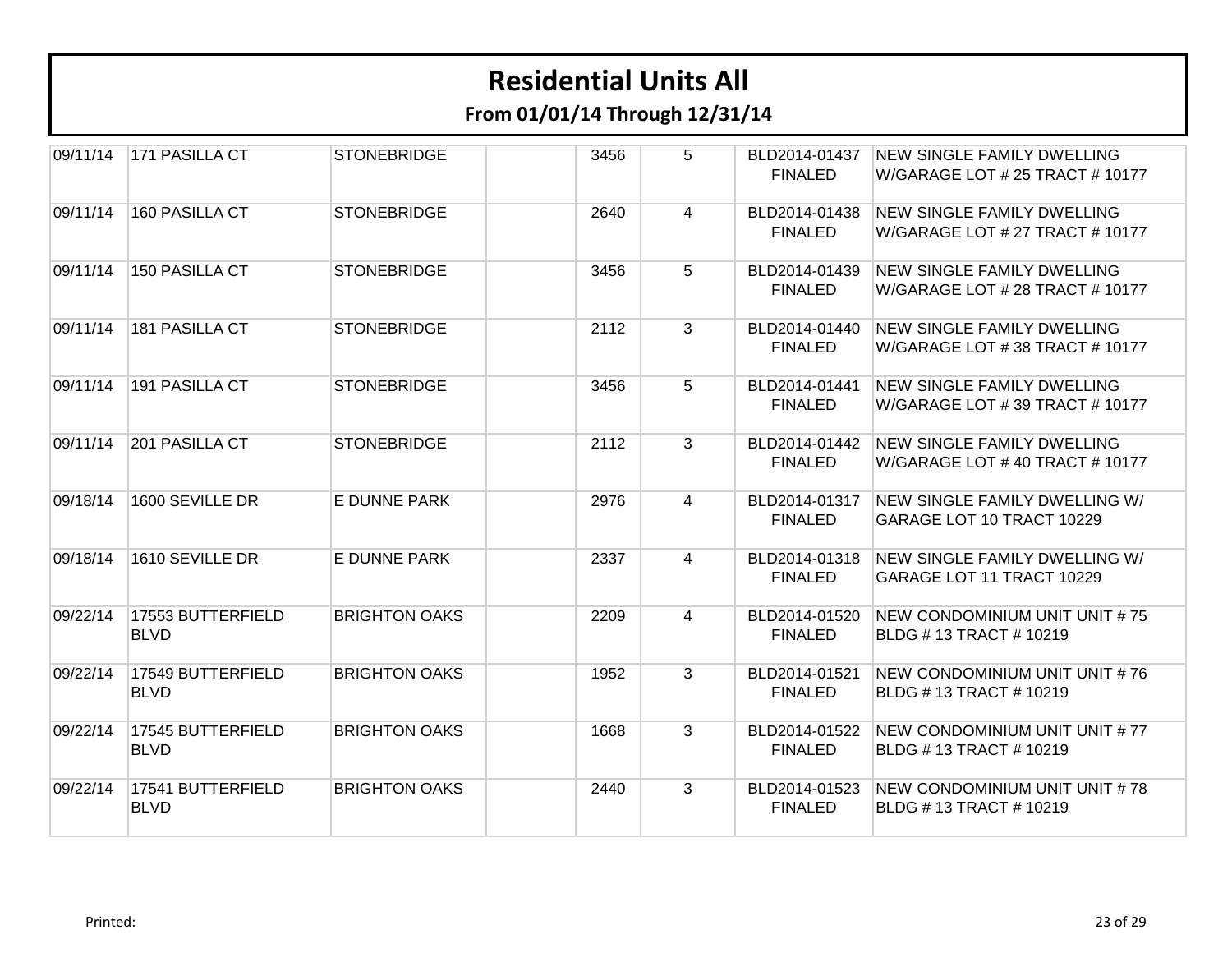# Residential Units All

## From 01/01/14 Through 12/31/14

| | | | | | | | |
|---|---|---|---|---|---|---|---|
| 09/11/14 | 171 PASILLA CT | STONEBRIDGE | | 3456 | 5 | BLD2014-01437 FINALED | NEW SINGLE FAMILY DWELLING W/GARAGE LOT # 25 TRACT # 10177 |
| 09/11/14 | 160 PASILLA CT | STONEBRIDGE | | 2640 | 4 | BLD2014-01438 FINALED | NEW SINGLE FAMILY DWELLING W/GARAGE LOT # 27 TRACT # 10177 |
| 09/11/14 | 150 PASILLA CT | STONEBRIDGE | | 3456 | 5 | BLD2014-01439 FINALED | NEW SINGLE FAMILY DWELLING W/GARAGE LOT # 28 TRACT # 10177 |
| 09/11/14 | 181 PASILLA CT | STONEBRIDGE | | 2112 | 3 | BLD2014-01440 FINALED | NEW SINGLE FAMILY DWELLING W/GARAGE LOT # 38 TRACT # 10177 |
| 09/11/14 | 191 PASILLA CT | STONEBRIDGE | | 3456 | 5 | BLD2014-01441 FINALED | NEW SINGLE FAMILY DWELLING W/GARAGE LOT # 39 TRACT # 10177 |
| 09/11/14 | 201 PASILLA CT | STONEBRIDGE | | 2112 | 3 | BLD2014-01442 FINALED | NEW SINGLE FAMILY DWELLING W/GARAGE LOT # 40 TRACT # 10177 |
| 09/18/14 | 1600 SEVILLE DR | E DUNNE PARK | | 2976 | 4 | BLD2014-01317 FINALED | NEW SINGLE FAMILY DWELLING W/ GARAGE LOT 10 TRACT 10229 |
| 09/18/14 | 1610 SEVILLE DR | E DUNNE PARK | | 2337 | 4 | BLD2014-01318 FINALED | NEW SINGLE FAMILY DWELLING W/ GARAGE LOT 11 TRACT 10229 |
| 09/22/14 | 17553 BUTTERFIELD BLVD | BRIGHTON OAKS | | 2209 | 4 | BLD2014-01520 FINALED | NEW CONDOMINIUM UNIT UNIT # 75 BLDG # 13 TRACT # 10219 |
| 09/22/14 | 17549 BUTTERFIELD BLVD | BRIGHTON OAKS | | 1952 | 3 | BLD2014-01521 FINALED | NEW CONDOMINIUM UNIT UNIT # 76 BLDG # 13 TRACT # 10219 |
| 09/22/14 | 17545 BUTTERFIELD BLVD | BRIGHTON OAKS | | 1668 | 3 | BLD2014-01522 FINALED | NEW CONDOMINIUM UNIT UNIT # 77 BLDG # 13 TRACT # 10219 |
| 09/22/14 | 17541 BUTTERFIELD BLVD | BRIGHTON OAKS | | 2440 | 3 | BLD2014-01523 FINALED | NEW CONDOMINIUM UNIT UNIT # 78 BLDG # 13 TRACT # 10219 |

Printed: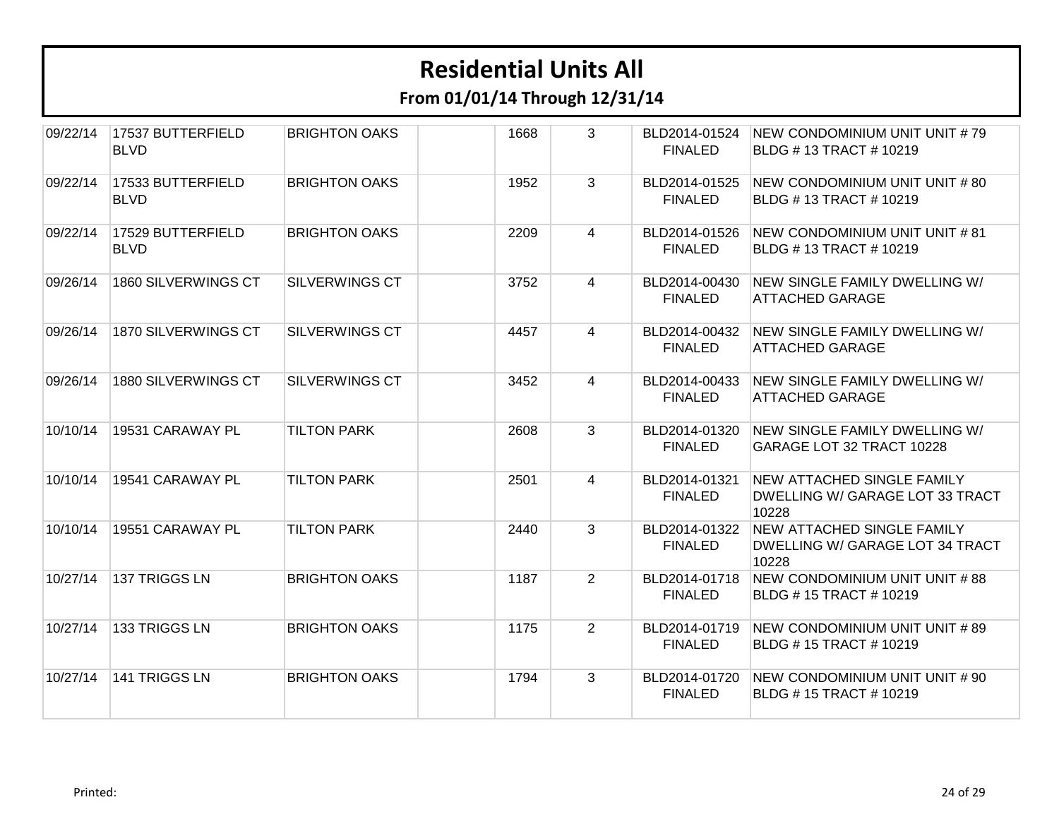# Residential Units All

## From 01/01/14 Through 12/31/14

| | | | | | | | |
|---|---|---|---|---|---|---|---|
| 09/22/14 | 17537 BUTTERFIELD BLVD | BRIGHTON OAKS | | 1668 | 3 | BLD2014-01524 FINALED | NEW CONDOMINIUM UNIT UNIT # 79 BLDG # 13 TRACT # 10219 |
| 09/22/14 | 17533 BUTTERFIELD BLVD | BRIGHTON OAKS | | 1952 | 3 | BLD2014-01525 FINALED | NEW CONDOMINIUM UNIT UNIT # 80 BLDG # 13 TRACT # 10219 |
| 09/22/14 | 17529 BUTTERFIELD BLVD | BRIGHTON OAKS | | 2209 | 4 | BLD2014-01526 FINALED | NEW CONDOMINIUM UNIT UNIT # 81 BLDG # 13 TRACT # 10219 |
| 09/26/14 | 1860 SILVERWINGS CT | SILVERWINGS CT | | 3752 | 4 | BLD2014-00430 FINALED | NEW SINGLE FAMILY DWELLING W/ ATTACHED GARAGE |
| 09/26/14 | 1870 SILVERWINGS CT | SILVERWINGS CT | | 4457 | 4 | BLD2014-00432 FINALED | NEW SINGLE FAMILY DWELLING W/ ATTACHED GARAGE |
| 09/26/14 | 1880 SILVERWINGS CT | SILVERWINGS CT | | 3452 | 4 | BLD2014-00433 FINALED | NEW SINGLE FAMILY DWELLING W/ ATTACHED GARAGE |
| 10/10/14 | 19531 CARAWAY PL | TILTON PARK | | 2608 | 3 | BLD2014-01320 FINALED | NEW SINGLE FAMILY DWELLING W/ GARAGE LOT 32 TRACT 10228 |
| 10/10/14 | 19541 CARAWAY PL | TILTON PARK | | 2501 | 4 | BLD2014-01321 FINALED | NEW ATTACHED SINGLE FAMILY DWELLING W/ GARAGE LOT 33 TRACT 10228 |
| 10/10/14 | 19551 CARAWAY PL | TILTON PARK | | 2440 | 3 | BLD2014-01322 FINALED | NEW ATTACHED SINGLE FAMILY DWELLING W/ GARAGE LOT 34 TRACT 10228 |
| 10/27/14 | 137 TRIGGS LN | BRIGHTON OAKS | | 1187 | 2 | BLD2014-01718 FINALED | NEW CONDOMINIUM UNIT UNIT # 88 BLDG # 15 TRACT # 10219 |
| 10/27/14 | 133 TRIGGS LN | BRIGHTON OAKS | | 1175 | 2 | BLD2014-01719 FINALED | NEW CONDOMINIUM UNIT UNIT # 89 BLDG # 15 TRACT # 10219 |
| 10/27/14 | 141 TRIGGS LN | BRIGHTON OAKS | | 1794 | 3 | BLD2014-01720 FINALED | NEW CONDOMINIUM UNIT UNIT # 90 BLDG # 15 TRACT # 10219 |

Printed: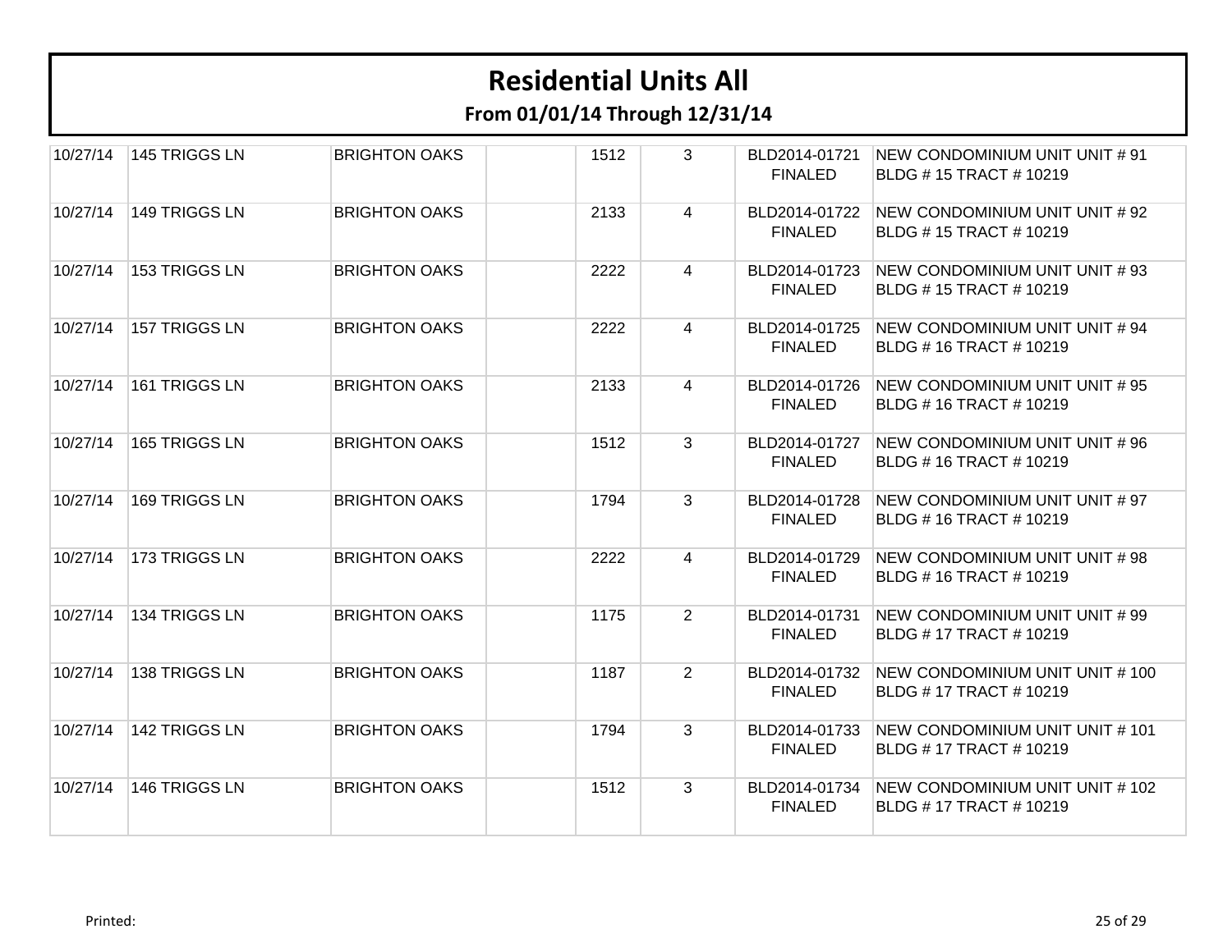# Residential Units All

## From 01/01/14 Through 12/31/14

| | | | | | | | |
|---|---|---|---|---|---|---|---|
| 10/27/14 | 145 TRIGGS LN | BRIGHTON OAKS | | 1512 | 3 | BLD2014-01721 FINALED | NEW CONDOMINIUM UNIT UNIT # 91 BLDG # 15 TRACT # 10219 |
| 10/27/14 | 149 TRIGGS LN | BRIGHTON OAKS | | 2133 | 4 | BLD2014-01722 FINALED | NEW CONDOMINIUM UNIT UNIT # 92 BLDG # 15 TRACT # 10219 |
| 10/27/14 | 153 TRIGGS LN | BRIGHTON OAKS | | 2222 | 4 | BLD2014-01723 FINALED | NEW CONDOMINIUM UNIT UNIT # 93 BLDG # 15 TRACT # 10219 |
| 10/27/14 | 157 TRIGGS LN | BRIGHTON OAKS | | 2222 | 4 | BLD2014-01725 FINALED | NEW CONDOMINIUM UNIT UNIT # 94 BLDG # 16 TRACT # 10219 |
| 10/27/14 | 161 TRIGGS LN | BRIGHTON OAKS | | 2133 | 4 | BLD2014-01726 FINALED | NEW CONDOMINIUM UNIT UNIT # 95 BLDG # 16 TRACT # 10219 |
| 10/27/14 | 165 TRIGGS LN | BRIGHTON OAKS | | 1512 | 3 | BLD2014-01727 FINALED | NEW CONDOMINIUM UNIT UNIT # 96 BLDG # 16 TRACT # 10219 |
| 10/27/14 | 169 TRIGGS LN | BRIGHTON OAKS | | 1794 | 3 | BLD2014-01728 FINALED | NEW CONDOMINIUM UNIT UNIT # 97 BLDG # 16 TRACT # 10219 |
| 10/27/14 | 173 TRIGGS LN | BRIGHTON OAKS | | 2222 | 4 | BLD2014-01729 FINALED | NEW CONDOMINIUM UNIT UNIT # 98 BLDG # 16 TRACT # 10219 |
| 10/27/14 | 134 TRIGGS LN | BRIGHTON OAKS | | 1175 | 2 | BLD2014-01731 FINALED | NEW CONDOMINIUM UNIT UNIT # 99 BLDG # 17 TRACT # 10219 |
| 10/27/14 | 138 TRIGGS LN | BRIGHTON OAKS | | 1187 | 2 | BLD2014-01732 FINALED | NEW CONDOMINIUM UNIT UNIT # 100 BLDG # 17 TRACT # 10219 |
| 10/27/14 | 142 TRIGGS LN | BRIGHTON OAKS | | 1794 | 3 | BLD2014-01733 FINALED | NEW CONDOMINIUM UNIT UNIT # 101 BLDG # 17 TRACT # 10219 |
| 10/27/14 | 146 TRIGGS LN | BRIGHTON OAKS | | 1512 | 3 | BLD2014-01734 FINALED | NEW CONDOMINIUM UNIT UNIT # 102 BLDG # 17 TRACT # 10219 |

Printed: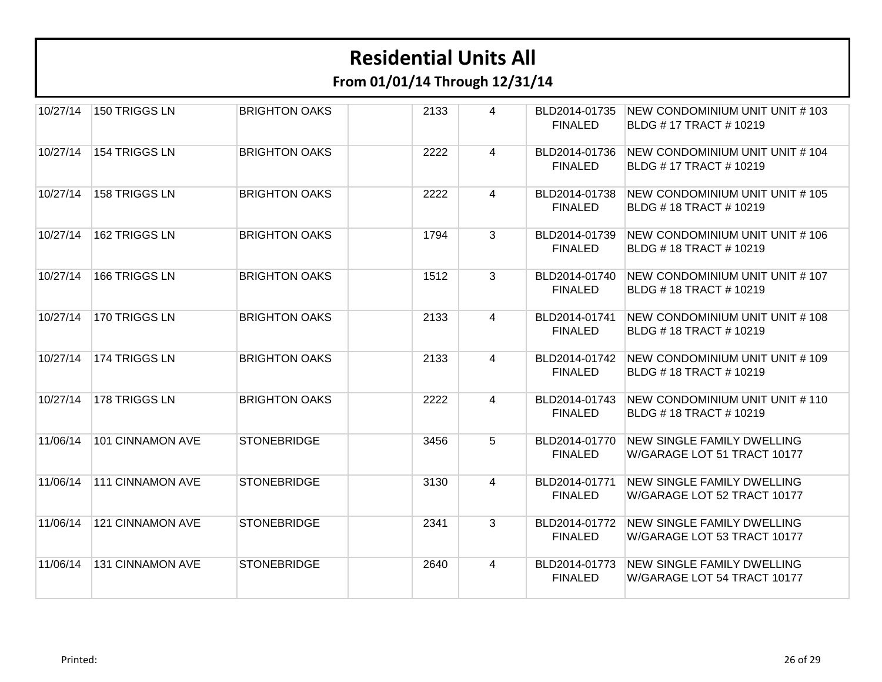# Residential Units All

## From 01/01/14 Through 12/31/14

| | | | | | | | |
|---|---|---|---|---|---|---|---|
| 10/27/14 | 150 TRIGGS LN | BRIGHTON OAKS | | 2133 | 4 | BLD2014-01735 FINALED | NEW CONDOMINIUM UNIT UNIT # 103 BLDG # 17 TRACT # 10219 |
| 10/27/14 | 154 TRIGGS LN | BRIGHTON OAKS | | 2222 | 4 | BLD2014-01736 FINALED | NEW CONDOMINIUM UNIT UNIT # 104 BLDG # 17 TRACT # 10219 |
| 10/27/14 | 158 TRIGGS LN | BRIGHTON OAKS | | 2222 | 4 | BLD2014-01738 FINALED | NEW CONDOMINIUM UNIT UNIT # 105 BLDG # 18 TRACT # 10219 |
| 10/27/14 | 162 TRIGGS LN | BRIGHTON OAKS | | 1794 | 3 | BLD2014-01739 FINALED | NEW CONDOMINIUM UNIT UNIT # 106 BLDG # 18 TRACT # 10219 |
| 10/27/14 | 166 TRIGGS LN | BRIGHTON OAKS | | 1512 | 3 | BLD2014-01740 FINALED | NEW CONDOMINIUM UNIT UNIT # 107 BLDG # 18 TRACT # 10219 |
| 10/27/14 | 170 TRIGGS LN | BRIGHTON OAKS | | 2133 | 4 | BLD2014-01741 FINALED | NEW CONDOMINIUM UNIT UNIT # 108 BLDG # 18 TRACT # 10219 |
| 10/27/14 | 174 TRIGGS LN | BRIGHTON OAKS | | 2133 | 4 | BLD2014-01742 FINALED | NEW CONDOMINIUM UNIT UNIT # 109 BLDG # 18 TRACT # 10219 |
| 10/27/14 | 178 TRIGGS LN | BRIGHTON OAKS | | 2222 | 4 | BLD2014-01743 FINALED | NEW CONDOMINIUM UNIT UNIT # 110 BLDG # 18 TRACT # 10219 |
| 11/06/14 | 101 CINNAMON AVE | STONEBRIDGE | | 3456 | 5 | BLD2014-01770 FINALED | NEW SINGLE FAMILY DWELLING W/GARAGE LOT 51 TRACT 10177 |
| 11/06/14 | 111 CINNAMON AVE | STONEBRIDGE | | 3130 | 4 | BLD2014-01771 FINALED | NEW SINGLE FAMILY DWELLING W/GARAGE LOT 52 TRACT 10177 |
| 11/06/14 | 121 CINNAMON AVE | STONEBRIDGE | | 2341 | 3 | BLD2014-01772 FINALED | NEW SINGLE FAMILY DWELLING W/GARAGE LOT 53 TRACT 10177 |
| 11/06/14 | 131 CINNAMON AVE | STONEBRIDGE | | 2640 | 4 | BLD2014-01773 FINALED | NEW SINGLE FAMILY DWELLING W/GARAGE LOT 54 TRACT 10177 |

Printed: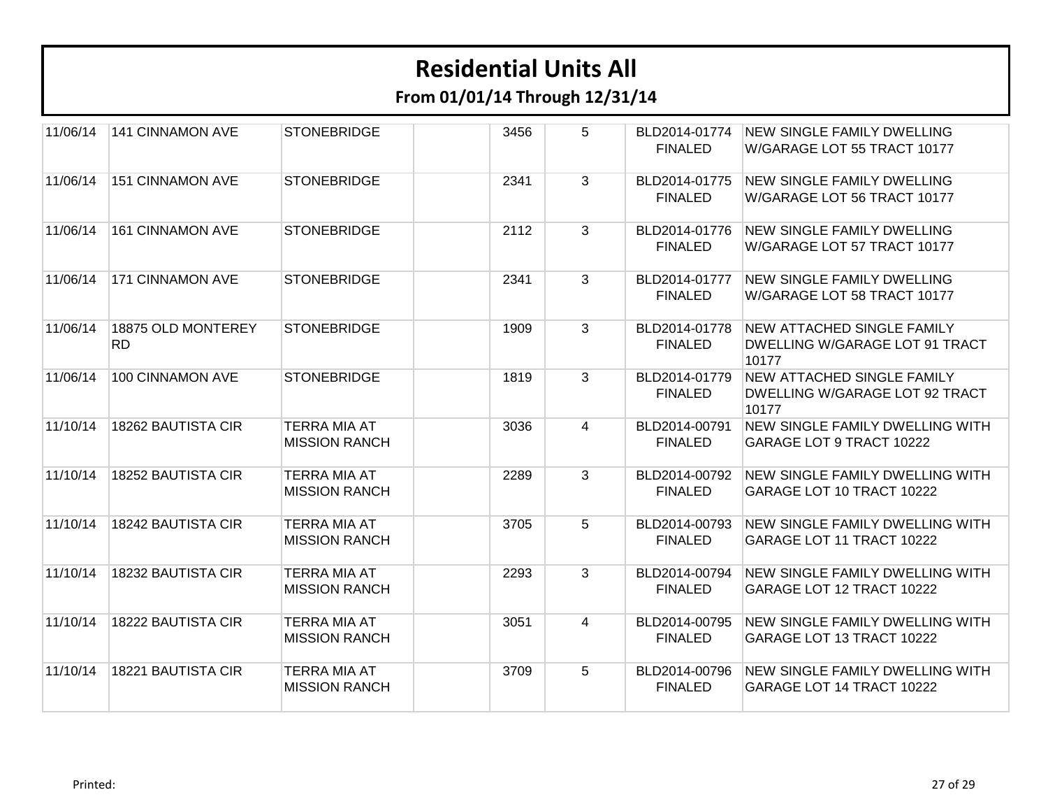# Residential Units All

## From 01/01/14 Through 12/31/14

| | | | | | | | |
|---|---|---|---|---|---|---|---|
| 11/06/14 | 141 CINNAMON AVE | STONEBRIDGE | | 3456 | 5 | BLD2014-01774 FINALED | NEW SINGLE FAMILY DWELLING W/GARAGE LOT 55 TRACT 10177 |
| 11/06/14 | 151 CINNAMON AVE | STONEBRIDGE | | 2341 | 3 | BLD2014-01775 FINALED | NEW SINGLE FAMILY DWELLING W/GARAGE LOT 56 TRACT 10177 |
| 11/06/14 | 161 CINNAMON AVE | STONEBRIDGE | | 2112 | 3 | BLD2014-01776 FINALED | NEW SINGLE FAMILY DWELLING W/GARAGE LOT 57 TRACT 10177 |
| 11/06/14 | 171 CINNAMON AVE | STONEBRIDGE | | 2341 | 3 | BLD2014-01777 FINALED | NEW SINGLE FAMILY DWELLING W/GARAGE LOT 58 TRACT 10177 |
| 11/06/14 | 18875 OLD MONTEREY RD | STONEBRIDGE | | 1909 | 3 | BLD2014-01778 FINALED | NEW ATTACHED SINGLE FAMILY DWELLING W/GARAGE LOT 91 TRACT 10177 |
| 11/06/14 | 100 CINNAMON AVE | STONEBRIDGE | | 1819 | 3 | BLD2014-01779 FINALED | NEW ATTACHED SINGLE FAMILY DWELLING W/GARAGE LOT 92 TRACT 10177 |
| 11/10/14 | 18262 BAUTISTA CIR | TERRA MIA AT MISSION RANCH | | 3036 | 4 | BLD2014-00791 FINALED | NEW SINGLE FAMILY DWELLING WITH GARAGE LOT 9 TRACT 10222 |
| 11/10/14 | 18252 BAUTISTA CIR | TERRA MIA AT MISSION RANCH | | 2289 | 3 | BLD2014-00792 FINALED | NEW SINGLE FAMILY DWELLING WITH GARAGE LOT 10 TRACT 10222 |
| 11/10/14 | 18242 BAUTISTA CIR | TERRA MIA AT MISSION RANCH | | 3705 | 5 | BLD2014-00793 FINALED | NEW SINGLE FAMILY DWELLING WITH GARAGE LOT 11 TRACT 10222 |
| 11/10/14 | 18232 BAUTISTA CIR | TERRA MIA AT MISSION RANCH | | 2293 | 3 | BLD2014-00794 FINALED | NEW SINGLE FAMILY DWELLING WITH GARAGE LOT 12 TRACT 10222 |
| 11/10/14 | 18222 BAUTISTA CIR | TERRA MIA AT MISSION RANCH | | 3051 | 4 | BLD2014-00795 FINALED | NEW SINGLE FAMILY DWELLING WITH GARAGE LOT 13 TRACT 10222 |
| 11/10/14 | 18221 BAUTISTA CIR | TERRA MIA AT MISSION RANCH | | 3709 | 5 | BLD2014-00796 FINALED | NEW SINGLE FAMILY DWELLING WITH GARAGE LOT 14 TRACT 10222 |

Printed: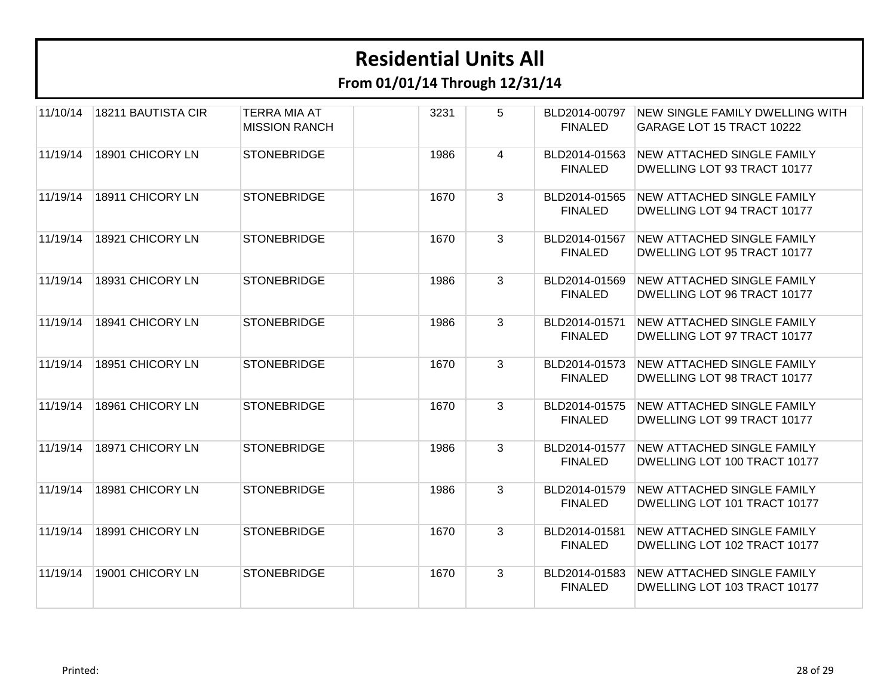# Residential Units All

## From 01/01/14 Through 12/31/14

| | | | | | | | |
|---|---|---|---|---|---|---|---|
| 11/10/14 | 18211 BAUTISTA CIR | TERRA MIA AT MISSION RANCH | | 3231 | 5 | BLD2014-00797 FINALED | NEW SINGLE FAMILY DWELLING WITH GARAGE LOT 15 TRACT 10222 |
| 11/19/14 | 18901 CHICORY LN | STONEBRIDGE | | 1986 | 4 | BLD2014-01563 FINALED | NEW ATTACHED SINGLE FAMILY DWELLING LOT 93 TRACT 10177 |
| 11/19/14 | 18911 CHICORY LN | STONEBRIDGE | | 1670 | 3 | BLD2014-01565 FINALED | NEW ATTACHED SINGLE FAMILY DWELLING LOT 94 TRACT 10177 |
| 11/19/14 | 18921 CHICORY LN | STONEBRIDGE | | 1670 | 3 | BLD2014-01567 FINALED | NEW ATTACHED SINGLE FAMILY DWELLING LOT 95 TRACT 10177 |
| 11/19/14 | 18931 CHICORY LN | STONEBRIDGE | | 1986 | 3 | BLD2014-01569 FINALED | NEW ATTACHED SINGLE FAMILY DWELLING LOT 96 TRACT 10177 |
| 11/19/14 | 18941 CHICORY LN | STONEBRIDGE | | 1986 | 3 | BLD2014-01571 FINALED | NEW ATTACHED SINGLE FAMILY DWELLING LOT 97 TRACT 10177 |
| 11/19/14 | 18951 CHICORY LN | STONEBRIDGE | | 1670 | 3 | BLD2014-01573 FINALED | NEW ATTACHED SINGLE FAMILY DWELLING LOT 98 TRACT 10177 |
| 11/19/14 | 18961 CHICORY LN | STONEBRIDGE | | 1670 | 3 | BLD2014-01575 FINALED | NEW ATTACHED SINGLE FAMILY DWELLING LOT 99 TRACT 10177 |
| 11/19/14 | 18971 CHICORY LN | STONEBRIDGE | | 1986 | 3 | BLD2014-01577 FINALED | NEW ATTACHED SINGLE FAMILY DWELLING LOT 100 TRACT 10177 |
| 11/19/14 | 18981 CHICORY LN | STONEBRIDGE | | 1986 | 3 | BLD2014-01579 FINALED | NEW ATTACHED SINGLE FAMILY DWELLING LOT 101 TRACT 10177 |
| 11/19/14 | 18991 CHICORY LN | STONEBRIDGE | | 1670 | 3 | BLD2014-01581 FINALED | NEW ATTACHED SINGLE FAMILY DWELLING LOT 102 TRACT 10177 |
| 11/19/14 | 19001 CHICORY LN | STONEBRIDGE | | 1670 | 3 | BLD2014-01583 FINALED | NEW ATTACHED SINGLE FAMILY DWELLING LOT 103 TRACT 10177 |

Printed: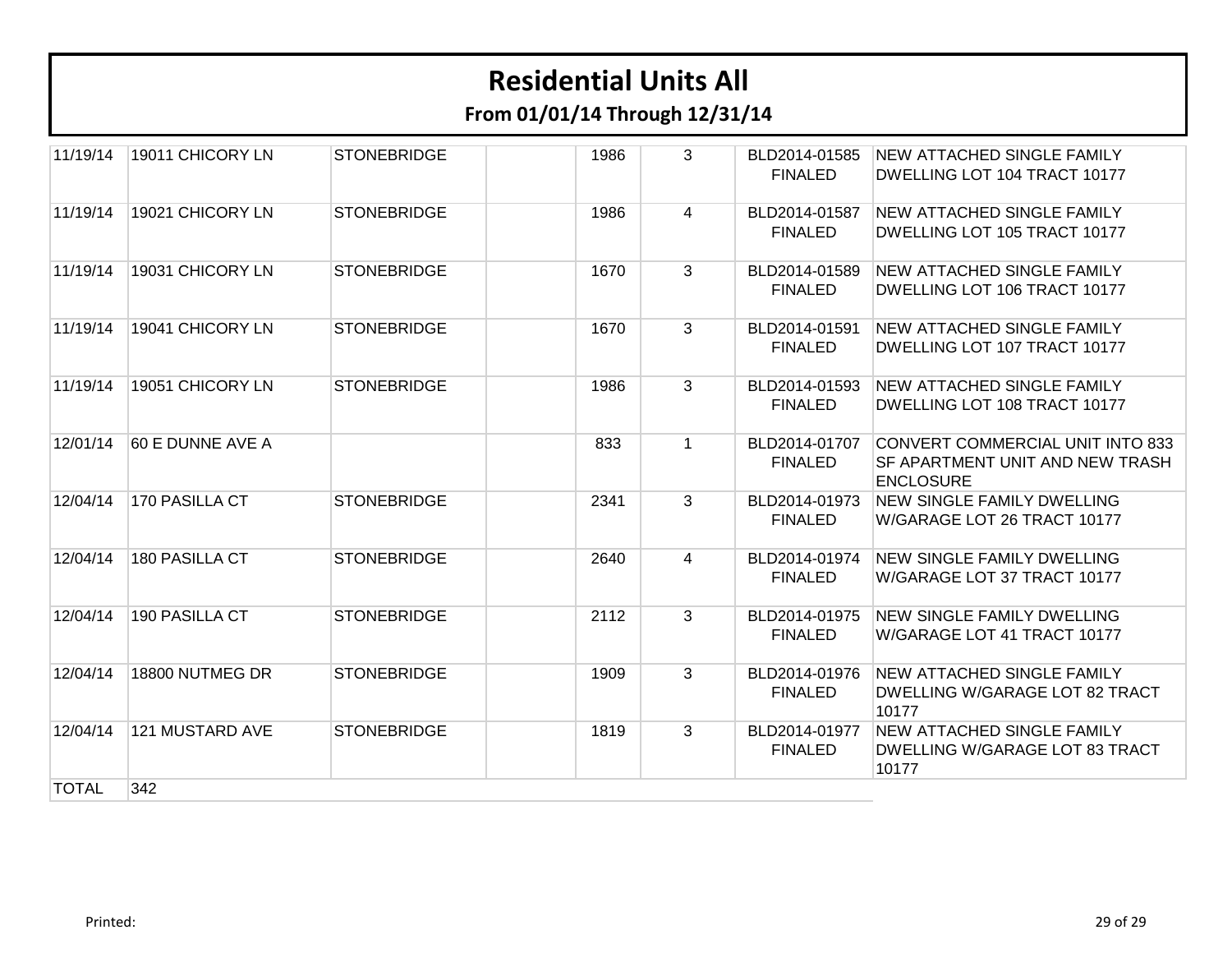# Residential Units All

**From 01/01/14 Through 12/31/14**

| | | | | | | | |
|---|---|---|---|---|---|---|---|
| 11/19/14 | 19011 CHICORY LN | STONEBRIDGE | | 1986 | 3 | BLD2014-01585 FINALED | NEW ATTACHED SINGLE FAMILY DWELLING LOT 104 TRACT 10177 |
| 11/19/14 | 19021 CHICORY LN | STONEBRIDGE | | 1986 | 4 | BLD2014-01587 FINALED | NEW ATTACHED SINGLE FAMILY DWELLING LOT 105 TRACT 10177 |
| 11/19/14 | 19031 CHICORY LN | STONEBRIDGE | | 1670 | 3 | BLD2014-01589 FINALED | NEW ATTACHED SINGLE FAMILY DWELLING LOT 106 TRACT 10177 |
| 11/19/14 | 19041 CHICORY LN | STONEBRIDGE | | 1670 | 3 | BLD2014-01591 FINALED | NEW ATTACHED SINGLE FAMILY DWELLING LOT 107 TRACT 10177 |
| 11/19/14 | 19051 CHICORY LN | STONEBRIDGE | | 1986 | 3 | BLD2014-01593 FINALED | NEW ATTACHED SINGLE FAMILY DWELLING LOT 108 TRACT 10177 |
| 12/01/14 | 60 E DUNNE AVE A | | | 833 | 1 | BLD2014-01707 FINALED | CONVERT COMMERCIAL UNIT INTO 833 SF APARTMENT UNIT AND NEW TRASH ENCLOSURE |
| 12/04/14 | 170 PASILLA CT | STONEBRIDGE | | 2341 | 3 | BLD2014-01973 FINALED | NEW SINGLE FAMILY DWELLING W/GARAGE LOT 26 TRACT 10177 |
| 12/04/14 | 180 PASILLA CT | STONEBRIDGE | | 2640 | 4 | BLD2014-01974 FINALED | NEW SINGLE FAMILY DWELLING W/GARAGE LOT 37 TRACT 10177 |
| 12/04/14 | 190 PASILLA CT | STONEBRIDGE | | 2112 | 3 | BLD2014-01975 FINALED | NEW SINGLE FAMILY DWELLING W/GARAGE LOT 41 TRACT 10177 |
| 12/04/14 | 18800 NUTMEG DR | STONEBRIDGE | | 1909 | 3 | BLD2014-01976 FINALED | NEW ATTACHED SINGLE FAMILY DWELLING W/GARAGE LOT 82 TRACT 10177 |
| 12/04/14 | 121 MUSTARD AVE | STONEBRIDGE | | 1819 | 3 | BLD2014-01977 FINALED | NEW ATTACHED SINGLE FAMILY DWELLING W/GARAGE LOT 83 TRACT 10177 |
| TOTAL | 342 | | | | | | |

Printed: